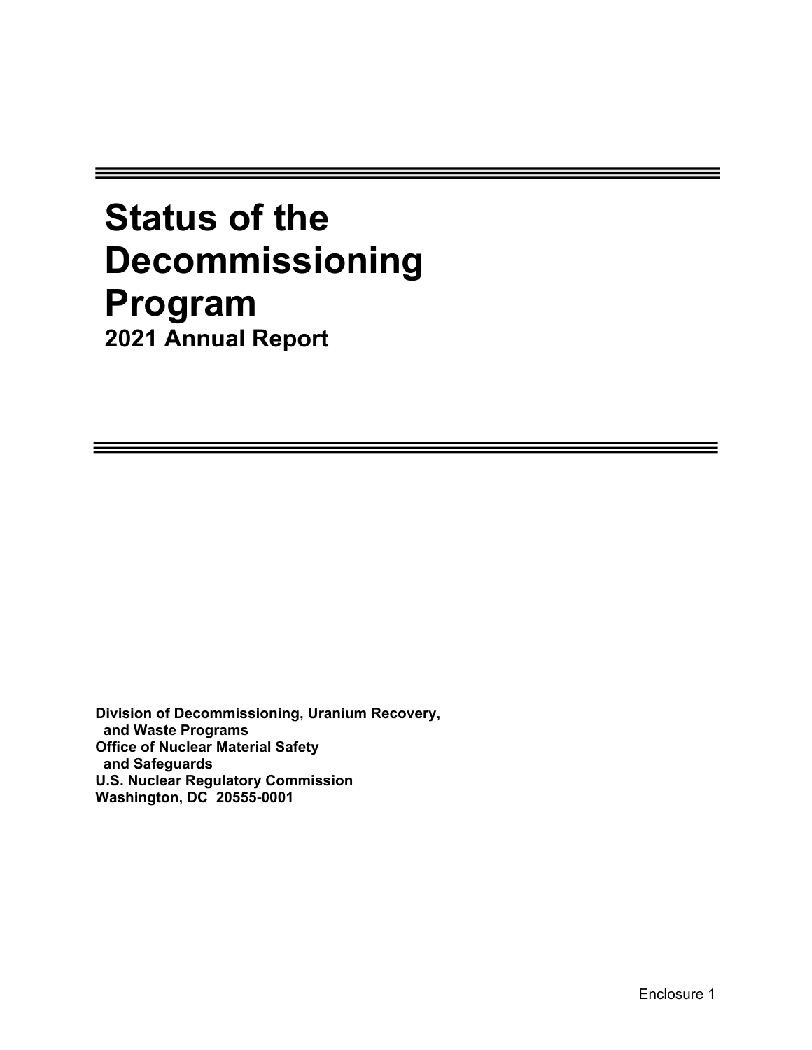# Status of the Decommissioning Program

## 2021 Annual Report

**Division of Decommissioning, Uranium Recovery, and Waste Programs**
**Office of Nuclear Material Safety and Safeguards**
**U.S. Nuclear Regulatory Commission**
**Washington, DC 20555-0001**

Enclosure 1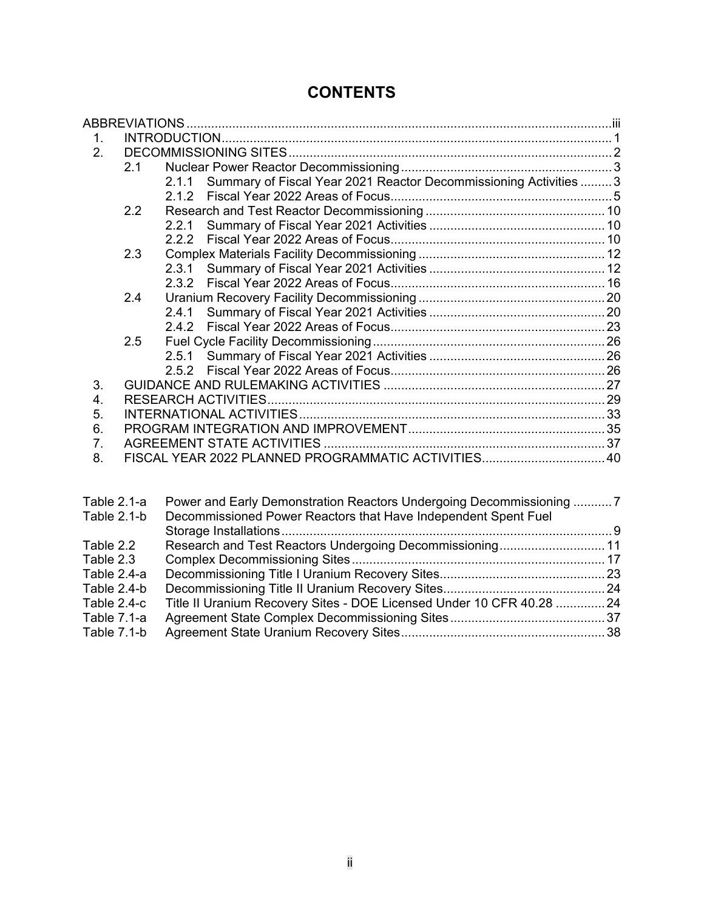# CONTENTS

| | | |
|---|---|---|
| ABBREVIATIONS | | iii |
| 1. | INTRODUCTION | 1 |
| 2. | DECOMMISSIONING SITES | 2 |
| | 2.1 Nuclear Power Reactor Decommissioning | 3 |
| | 2.1.1 Summary of Fiscal Year 2021 Reactor Decommissioning Activities | 3 |
| | 2.1.2 Fiscal Year 2022 Areas of Focus | 5 |
| | 2.2 Research and Test Reactor Decommissioning | 10 |
| | 2.2.1 Summary of Fiscal Year 2021 Activities | 10 |
| | 2.2.2 Fiscal Year 2022 Areas of Focus | 10 |
| | 2.3 Complex Materials Facility Decommissioning | 12 |
| | 2.3.1 Summary of Fiscal Year 2021 Activities | 12 |
| | 2.3.2 Fiscal Year 2022 Areas of Focus | 16 |
| | 2.4 Uranium Recovery Facility Decommissioning | 20 |
| | 2.4.1 Summary of Fiscal Year 2021 Activities | 20 |
| | 2.4.2 Fiscal Year 2022 Areas of Focus | 23 |
| | 2.5 Fuel Cycle Facility Decommissioning | 26 |
| | 2.5.1 Summary of Fiscal Year 2021 Activities | 26 |
| | 2.5.2 Fiscal Year 2022 Areas of Focus | 26 |
| 3. | GUIDANCE AND RULEMAKING ACTIVITIES | 27 |
| 4. | RESEARCH ACTIVITIES | 29 |
| 5. | INTERNATIONAL ACTIVITIES | 33 |
| 6. | PROGRAM INTEGRATION AND IMPROVEMENT | 35 |
| 7. | AGREEMENT STATE ACTIVITIES | 37 |
| 8. | FISCAL YEAR 2022 PLANNED PROGRAMMATIC ACTIVITIES | 40 |

| | | |
|---|---|---|
| Table 2.1-a | Power and Early Demonstration Reactors Undergoing Decommissioning | 7 |
| Table 2.1-b | Decommissioned Power Reactors that Have Independent Spent Fuel Storage Installations | 9 |
| Table 2.2 | Research and Test Reactors Undergoing Decommissioning | 11 |
| Table 2.3 | Complex Decommissioning Sites | 17 |
| Table 2.4-a | Decommissioning Title I Uranium Recovery Sites | 23 |
| Table 2.4-b | Decommissioning Title II Uranium Recovery Sites | 24 |
| Table 2.4-c | Title II Uranium Recovery Sites - DOE Licensed Under 10 CFR 40.28 | 24 |
| Table 7.1-a | Agreement State Complex Decommissioning Sites | 37 |
| Table 7.1-b | Agreement State Uranium Recovery Sites | 38 |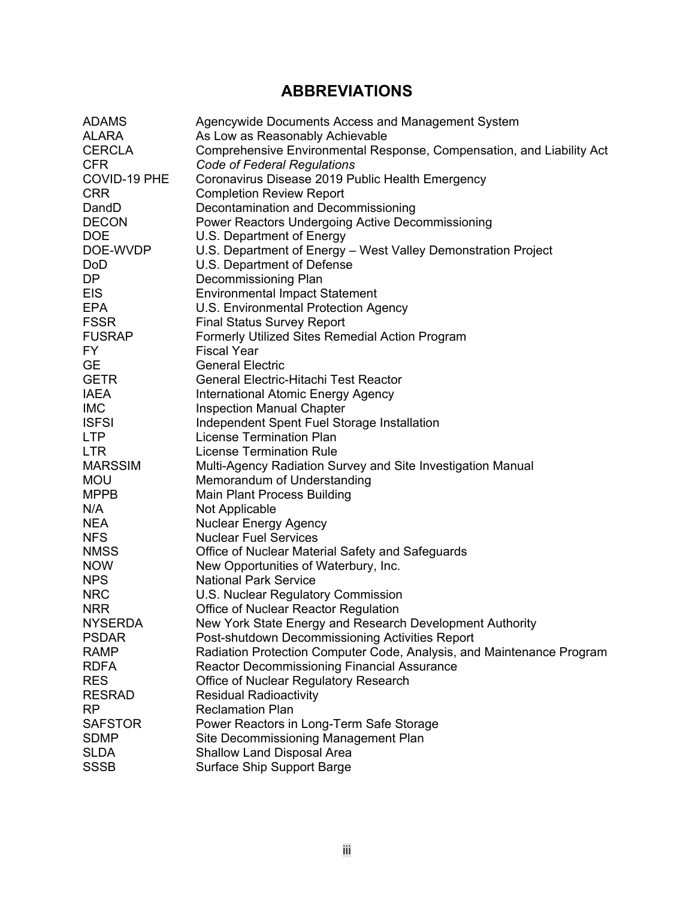# ABBREVIATIONS

| | |
|---|---|
| ADAMS | Agencywide Documents Access and Management System |
| ALARA | As Low as Reasonably Achievable |
| CERCLA | Comprehensive Environmental Response, Compensation, and Liability Act |
| CFR | *Code of Federal Regulations* |
| COVID-19 PHE | Coronavirus Disease 2019 Public Health Emergency |
| CRR | Completion Review Report |
| DandD | Decontamination and Decommissioning |
| DECON | Power Reactors Undergoing Active Decommissioning |
| DOE | U.S. Department of Energy |
| DOE-WVDP | U.S. Department of Energy – West Valley Demonstration Project |
| DoD | U.S. Department of Defense |
| DP | Decommissioning Plan |
| EIS | Environmental Impact Statement |
| EPA | U.S. Environmental Protection Agency |
| FSSR | Final Status Survey Report |
| FUSRAP | Formerly Utilized Sites Remedial Action Program |
| FY | Fiscal Year |
| GE | General Electric |
| GETR | General Electric-Hitachi Test Reactor |
| IAEA | International Atomic Energy Agency |
| IMC | Inspection Manual Chapter |
| ISFSI | Independent Spent Fuel Storage Installation |
| LTP | License Termination Plan |
| LTR | License Termination Rule |
| MARSSIM | Multi-Agency Radiation Survey and Site Investigation Manual |
| MOU | Memorandum of Understanding |
| MPPB | Main Plant Process Building |
| N/A | Not Applicable |
| NEA | Nuclear Energy Agency |
| NFS | Nuclear Fuel Services |
| NMSS | Office of Nuclear Material Safety and Safeguards |
| NOW | New Opportunities of Waterbury, Inc. |
| NPS | National Park Service |
| NRC | U.S. Nuclear Regulatory Commission |
| NRR | Office of Nuclear Reactor Regulation |
| NYSERDA | New York State Energy and Research Development Authority |
| PSDAR | Post-shutdown Decommissioning Activities Report |
| RAMP | Radiation Protection Computer Code, Analysis, and Maintenance Program |
| RDFA | Reactor Decommissioning Financial Assurance |
| RES | Office of Nuclear Regulatory Research |
| RESRAD | Residual Radioactivity |
| RP | Reclamation Plan |
| SAFSTOR | Power Reactors in Long-Term Safe Storage |
| SDMP | Site Decommissioning Management Plan |
| SLDA | Shallow Land Disposal Area |
| SSSB | Surface Ship Support Barge |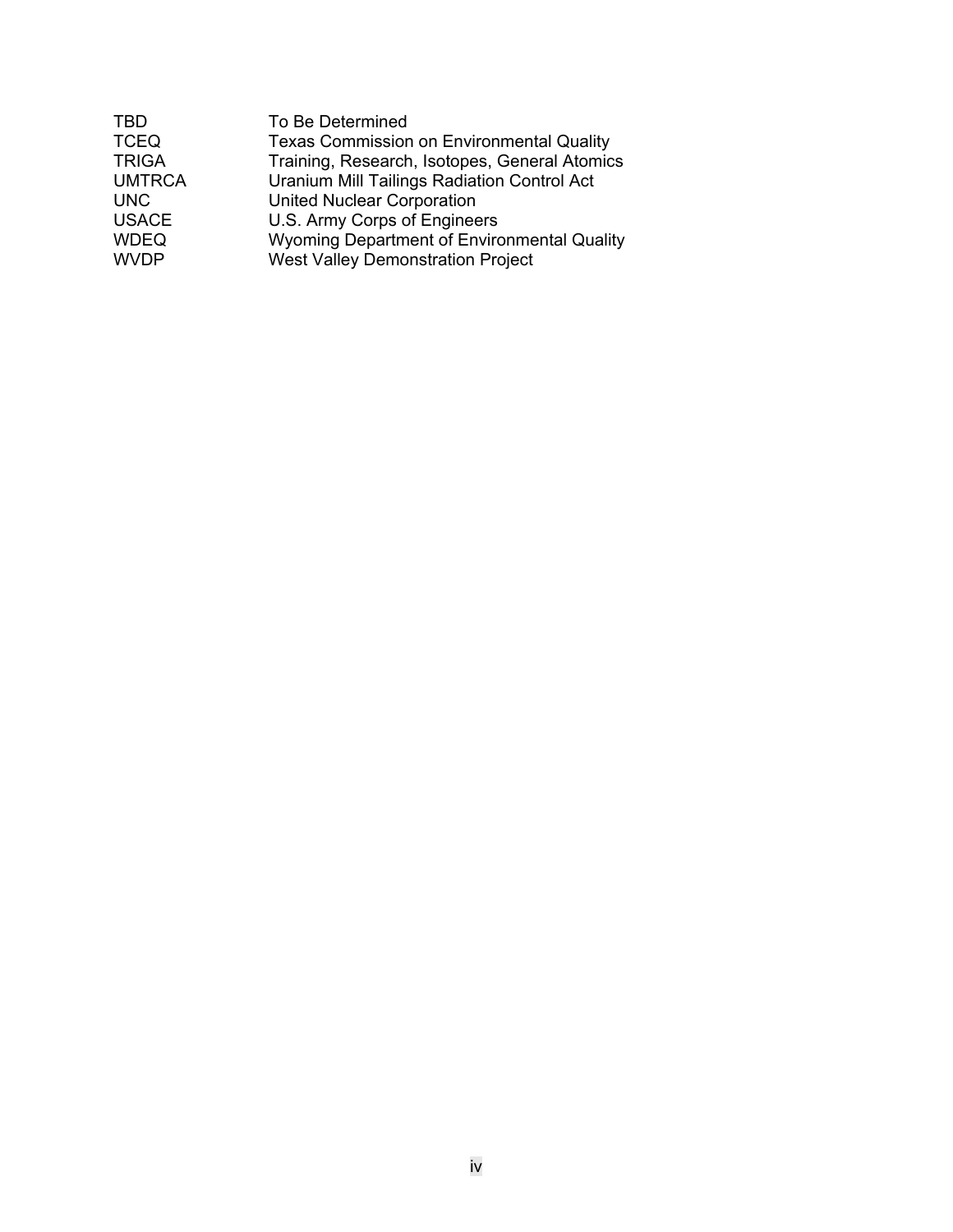| | |
|---|---|
| TBD | To Be Determined |
| TCEQ | Texas Commission on Environmental Quality |
| TRIGA | Training, Research, Isotopes, General Atomics |
| UMTRCA | Uranium Mill Tailings Radiation Control Act |
| UNC | United Nuclear Corporation |
| USACE | U.S. Army Corps of Engineers |
| WDEQ | Wyoming Department of Environmental Quality |
| WVDP | West Valley Demonstration Project |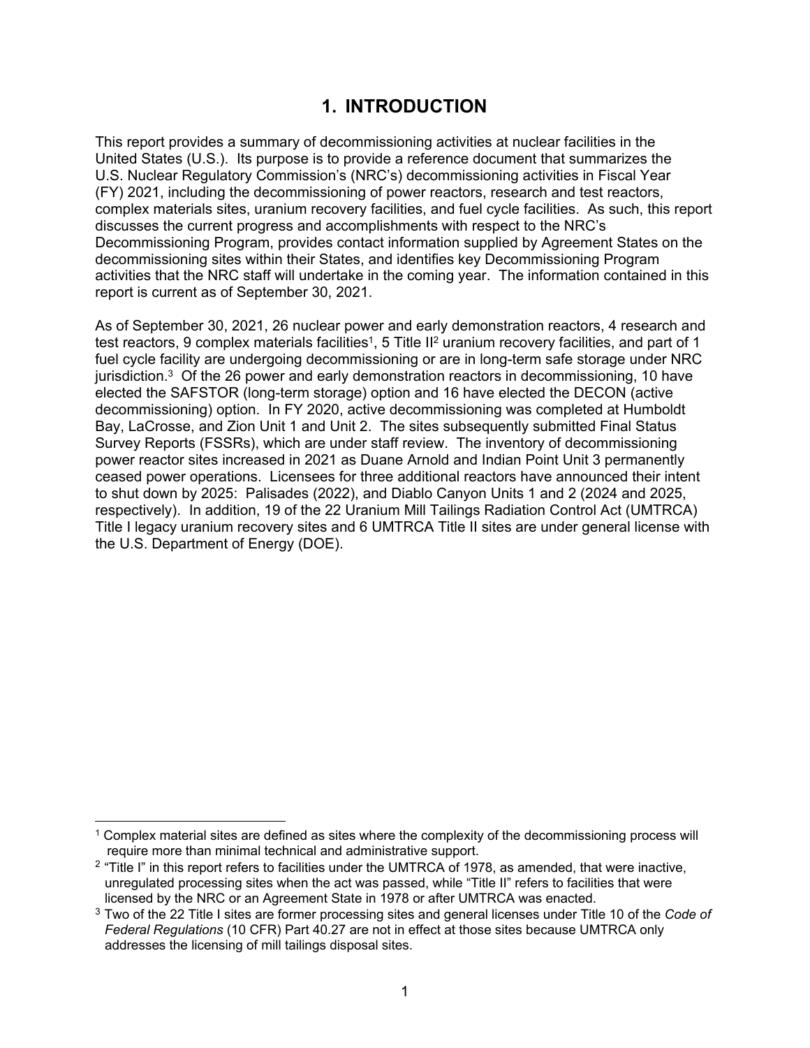# 1. INTRODUCTION

This report provides a summary of decommissioning activities at nuclear facilities in the United States (U.S.). Its purpose is to provide a reference document that summarizes the U.S. Nuclear Regulatory Commission's (NRC's) decommissioning activities in Fiscal Year (FY) 2021, including the decommissioning of power reactors, research and test reactors, complex materials sites, uranium recovery facilities, and fuel cycle facilities. As such, this report discusses the current progress and accomplishments with respect to the NRC's Decommissioning Program, provides contact information supplied by Agreement States on the decommissioning sites within their States, and identifies key Decommissioning Program activities that the NRC staff will undertake in the coming year. The information contained in this report is current as of September 30, 2021.

As of September 30, 2021, 26 nuclear power and early demonstration reactors, 4 research and test reactors, 9 complex materials facilities[1], 5 Title II[2] uranium recovery facilities, and part of 1 fuel cycle facility are undergoing decommissioning or are in long-term safe storage under NRC jurisdiction.[3] Of the 26 power and early demonstration reactors in decommissioning, 10 have elected the SAFSTOR (long-term storage) option and 16 have elected the DECON (active decommissioning) option. In FY 2020, active decommissioning was completed at Humboldt Bay, LaCrosse, and Zion Unit 1 and Unit 2. The sites subsequently submitted Final Status Survey Reports (FSSRs), which are under staff review. The inventory of decommissioning power reactor sites increased in 2021 as Duane Arnold and Indian Point Unit 3 permanently ceased power operations. Licensees for three additional reactors have announced their intent to shut down by 2025: Palisades (2022), and Diablo Canyon Units 1 and 2 (2024 and 2025, respectively). In addition, 19 of the 22 Uranium Mill Tailings Radiation Control Act (UMTRCA) Title I legacy uranium recovery sites and 6 UMTRCA Title II sites are under general license with the U.S. Department of Energy (DOE).

---

[1] Complex material sites are defined as sites where the complexity of the decommissioning process will require more than minimal technical and administrative support.

[2] "Title I" in this report refers to facilities under the UMTRCA of 1978, as amended, that were inactive, unregulated processing sites when the act was passed, while "Title II" refers to facilities that were licensed by the NRC or an Agreement State in 1978 or after UMTRCA was enacted.

[3] Two of the 22 Title I sites are former processing sites and general licenses under Title 10 of the *Code of Federal Regulations* (10 CFR) Part 40.27 are not in effect at those sites because UMTRCA only addresses the licensing of mill tailings disposal sites.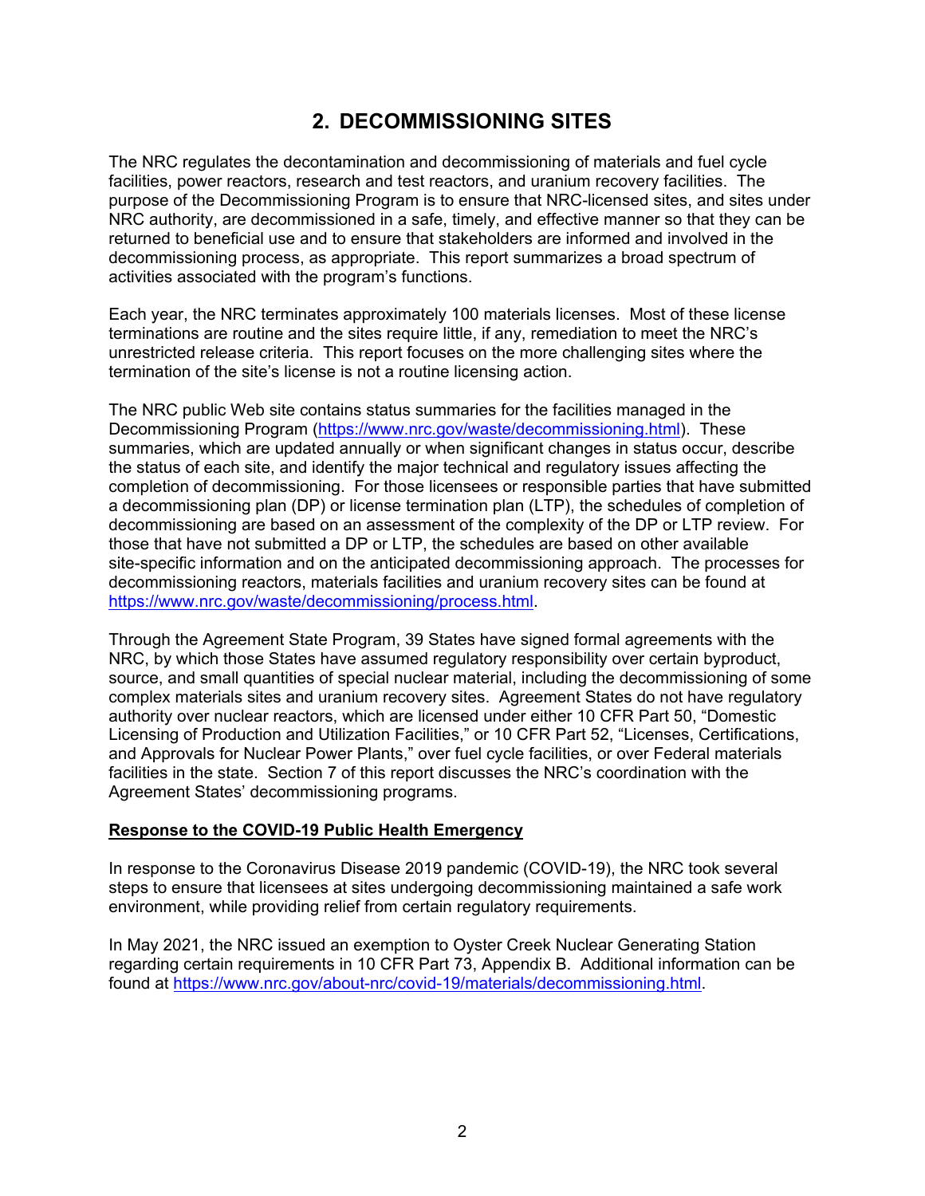# 2. DECOMMISSIONING SITES

The NRC regulates the decontamination and decommissioning of materials and fuel cycle facilities, power reactors, research and test reactors, and uranium recovery facilities. The purpose of the Decommissioning Program is to ensure that NRC-licensed sites, and sites under NRC authority, are decommissioned in a safe, timely, and effective manner so that they can be returned to beneficial use and to ensure that stakeholders are informed and involved in the decommissioning process, as appropriate. This report summarizes a broad spectrum of activities associated with the program's functions.

Each year, the NRC terminates approximately 100 materials licenses. Most of these license terminations are routine and the sites require little, if any, remediation to meet the NRC's unrestricted release criteria. This report focuses on the more challenging sites where the termination of the site's license is not a routine licensing action.

The NRC public Web site contains status summaries for the facilities managed in the Decommissioning Program (https://www.nrc.gov/waste/decommissioning.html). These summaries, which are updated annually or when significant changes in status occur, describe the status of each site, and identify the major technical and regulatory issues affecting the completion of decommissioning. For those licensees or responsible parties that have submitted a decommissioning plan (DP) or license termination plan (LTP), the schedules of completion of decommissioning are based on an assessment of the complexity of the DP or LTP review. For those that have not submitted a DP or LTP, the schedules are based on other available site-specific information and on the anticipated decommissioning approach. The processes for decommissioning reactors, materials facilities and uranium recovery sites can be found at https://www.nrc.gov/waste/decommissioning/process.html.

Through the Agreement State Program, 39 States have signed formal agreements with the NRC, by which those States have assumed regulatory responsibility over certain byproduct, source, and small quantities of special nuclear material, including the decommissioning of some complex materials sites and uranium recovery sites. Agreement States do not have regulatory authority over nuclear reactors, which are licensed under either 10 CFR Part 50, "Domestic Licensing of Production and Utilization Facilities," or 10 CFR Part 52, "Licenses, Certifications, and Approvals for Nuclear Power Plants," over fuel cycle facilities, or over Federal materials facilities in the state. Section 7 of this report discusses the NRC's coordination with the Agreement States' decommissioning programs.

**Response to the COVID-19 Public Health Emergency**

In response to the Coronavirus Disease 2019 pandemic (COVID-19), the NRC took several steps to ensure that licensees at sites undergoing decommissioning maintained a safe work environment, while providing relief from certain regulatory requirements.

In May 2021, the NRC issued an exemption to Oyster Creek Nuclear Generating Station regarding certain requirements in 10 CFR Part 73, Appendix B. Additional information can be found at https://www.nrc.gov/about-nrc/covid-19/materials/decommissioning.html.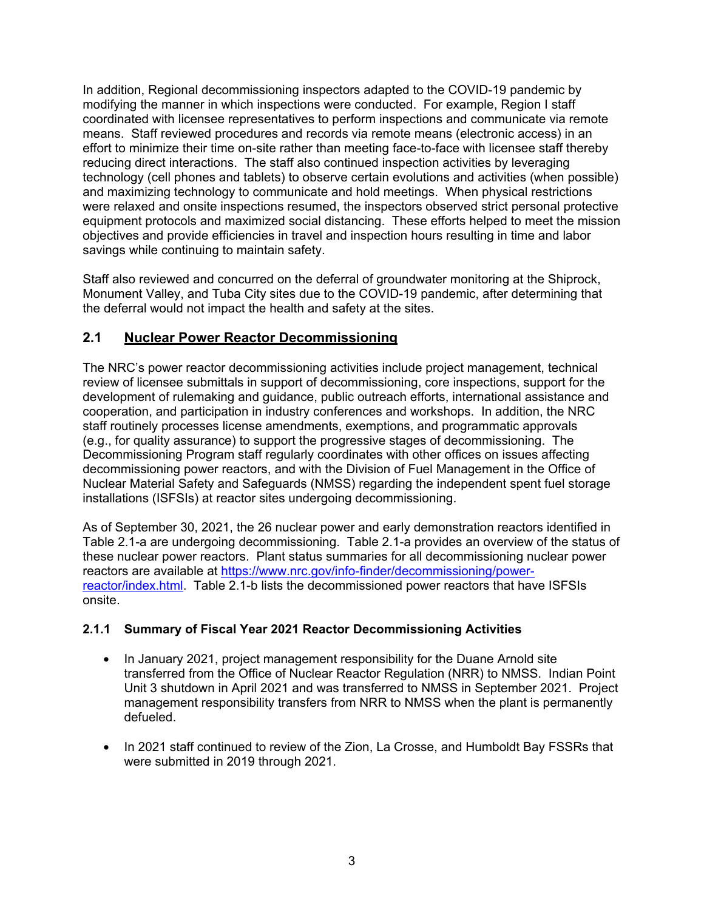In addition, Regional decommissioning inspectors adapted to the COVID-19 pandemic by modifying the manner in which inspections were conducted. For example, Region I staff coordinated with licensee representatives to perform inspections and communicate via remote means. Staff reviewed procedures and records via remote means (electronic access) in an effort to minimize their time on-site rather than meeting face-to-face with licensee staff thereby reducing direct interactions. The staff also continued inspection activities by leveraging technology (cell phones and tablets) to observe certain evolutions and activities (when possible) and maximizing technology to communicate and hold meetings. When physical restrictions were relaxed and onsite inspections resumed, the inspectors observed strict personal protective equipment protocols and maximized social distancing. These efforts helped to meet the mission objectives and provide efficiencies in travel and inspection hours resulting in time and labor savings while continuing to maintain safety.

Staff also reviewed and concurred on the deferral of groundwater monitoring at the Shiprock, Monument Valley, and Tuba City sites due to the COVID-19 pandemic, after determining that the deferral would not impact the health and safety at the sites.

## 2.1 Nuclear Power Reactor Decommissioning

The NRC's power reactor decommissioning activities include project management, technical review of licensee submittals in support of decommissioning, core inspections, support for the development of rulemaking and guidance, public outreach efforts, international assistance and cooperation, and participation in industry conferences and workshops. In addition, the NRC staff routinely processes license amendments, exemptions, and programmatic approvals (e.g., for quality assurance) to support the progressive stages of decommissioning. The Decommissioning Program staff regularly coordinates with other offices on issues affecting decommissioning power reactors, and with the Division of Fuel Management in the Office of Nuclear Material Safety and Safeguards (NMSS) regarding the independent spent fuel storage installations (ISFSIs) at reactor sites undergoing decommissioning.

As of September 30, 2021, the 26 nuclear power and early demonstration reactors identified in Table 2.1-a are undergoing decommissioning. Table 2.1-a provides an overview of the status of these nuclear power reactors. Plant status summaries for all decommissioning nuclear power reactors are available at https://www.nrc.gov/info-finder/decommissioning/power-reactor/index.html. Table 2.1-b lists the decommissioned power reactors that have ISFSIs onsite.

### 2.1.1 Summary of Fiscal Year 2021 Reactor Decommissioning Activities

- In January 2021, project management responsibility for the Duane Arnold site transferred from the Office of Nuclear Reactor Regulation (NRR) to NMSS. Indian Point Unit 3 shutdown in April 2021 and was transferred to NMSS in September 2021. Project management responsibility transfers from NRR to NMSS when the plant is permanently defueled.
- In 2021 staff continued to review of the Zion, La Crosse, and Humboldt Bay FSSRs that were submitted in 2019 through 2021.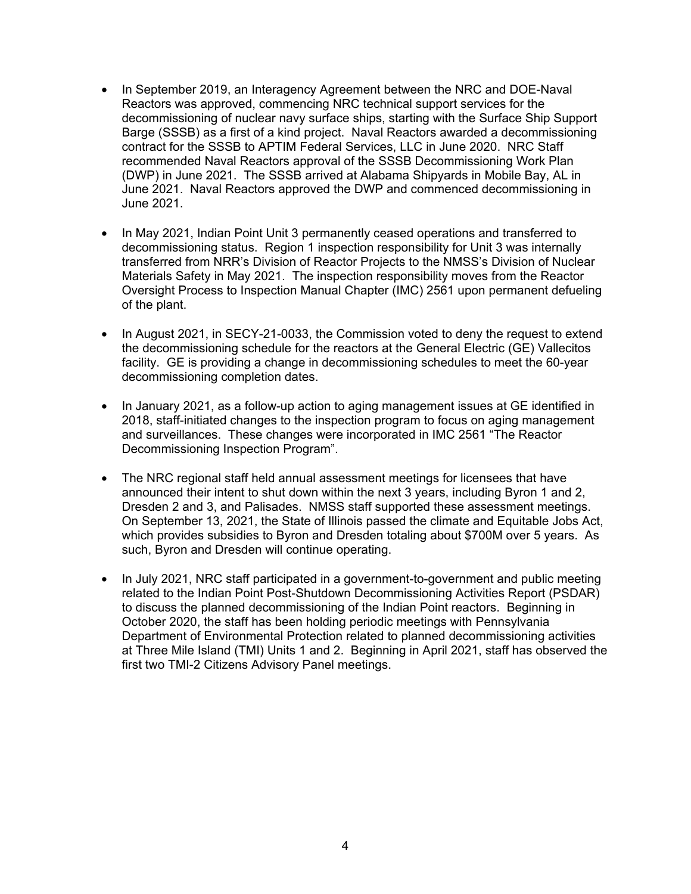- In September 2019, an Interagency Agreement between the NRC and DOE-Naval Reactors was approved, commencing NRC technical support services for the decommissioning of nuclear navy surface ships, starting with the Surface Ship Support Barge (SSSB) as a first of a kind project. Naval Reactors awarded a decommissioning contract for the SSSB to APTIM Federal Services, LLC in June 2020. NRC Staff recommended Naval Reactors approval of the SSSB Decommissioning Work Plan (DWP) in June 2021. The SSSB arrived at Alabama Shipyards in Mobile Bay, AL in June 2021. Naval Reactors approved the DWP and commenced decommissioning in June 2021.

- In May 2021, Indian Point Unit 3 permanently ceased operations and transferred to decommissioning status. Region 1 inspection responsibility for Unit 3 was internally transferred from NRR's Division of Reactor Projects to the NMSS's Division of Nuclear Materials Safety in May 2021. The inspection responsibility moves from the Reactor Oversight Process to Inspection Manual Chapter (IMC) 2561 upon permanent defueling of the plant.

- In August 2021, in SECY-21-0033, the Commission voted to deny the request to extend the decommissioning schedule for the reactors at the General Electric (GE) Vallecitos facility. GE is providing a change in decommissioning schedules to meet the 60-year decommissioning completion dates.

- In January 2021, as a follow-up action to aging management issues at GE identified in 2018, staff-initiated changes to the inspection program to focus on aging management and surveillances. These changes were incorporated in IMC 2561 "The Reactor Decommissioning Inspection Program".

- The NRC regional staff held annual assessment meetings for licensees that have announced their intent to shut down within the next 3 years, including Byron 1 and 2, Dresden 2 and 3, and Palisades. NMSS staff supported these assessment meetings. On September 13, 2021, the State of Illinois passed the climate and Equitable Jobs Act, which provides subsidies to Byron and Dresden totaling about $700M over 5 years. As such, Byron and Dresden will continue operating.

- In July 2021, NRC staff participated in a government-to-government and public meeting related to the Indian Point Post-Shutdown Decommissioning Activities Report (PSDAR) to discuss the planned decommissioning of the Indian Point reactors. Beginning in October 2020, the staff has been holding periodic meetings with Pennsylvania Department of Environmental Protection related to planned decommissioning activities at Three Mile Island (TMI) Units 1 and 2. Beginning in April 2021, staff has observed the first two TMI-2 Citizens Advisory Panel meetings.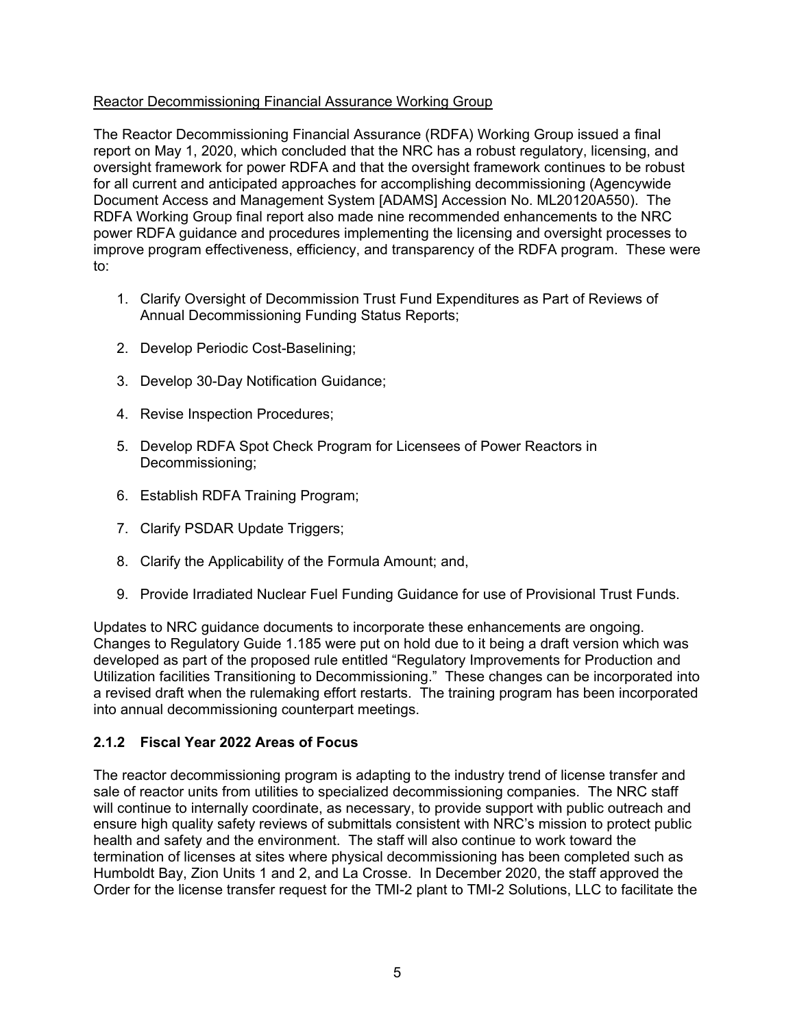Reactor Decommissioning Financial Assurance Working Group

The Reactor Decommissioning Financial Assurance (RDFA) Working Group issued a final report on May 1, 2020, which concluded that the NRC has a robust regulatory, licensing, and oversight framework for power RDFA and that the oversight framework continues to be robust for all current and anticipated approaches for accomplishing decommissioning (Agencywide Document Access and Management System [ADAMS] Accession No. ML20120A550). The RDFA Working Group final report also made nine recommended enhancements to the NRC power RDFA guidance and procedures implementing the licensing and oversight processes to improve program effectiveness, efficiency, and transparency of the RDFA program. These were to:

1. Clarify Oversight of Decommission Trust Fund Expenditures as Part of Reviews of Annual Decommissioning Funding Status Reports;
2. Develop Periodic Cost-Baselining;
3. Develop 30-Day Notification Guidance;
4. Revise Inspection Procedures;
5. Develop RDFA Spot Check Program for Licensees of Power Reactors in Decommissioning;
6. Establish RDFA Training Program;
7. Clarify PSDAR Update Triggers;
8. Clarify the Applicability of the Formula Amount; and,
9. Provide Irradiated Nuclear Fuel Funding Guidance for use of Provisional Trust Funds.

Updates to NRC guidance documents to incorporate these enhancements are ongoing. Changes to Regulatory Guide 1.185 were put on hold due to it being a draft version which was developed as part of the proposed rule entitled "Regulatory Improvements for Production and Utilization facilities Transitioning to Decommissioning." These changes can be incorporated into a revised draft when the rulemaking effort restarts. The training program has been incorporated into annual decommissioning counterpart meetings.

### 2.1.2 Fiscal Year 2022 Areas of Focus

The reactor decommissioning program is adapting to the industry trend of license transfer and sale of reactor units from utilities to specialized decommissioning companies. The NRC staff will continue to internally coordinate, as necessary, to provide support with public outreach and ensure high quality safety reviews of submittals consistent with NRC's mission to protect public health and safety and the environment. The staff will also continue to work toward the termination of licenses at sites where physical decommissioning has been completed such as Humboldt Bay, Zion Units 1 and 2, and La Crosse. In December 2020, the staff approved the Order for the license transfer request for the TMI-2 plant to TMI-2 Solutions, LLC to facilitate the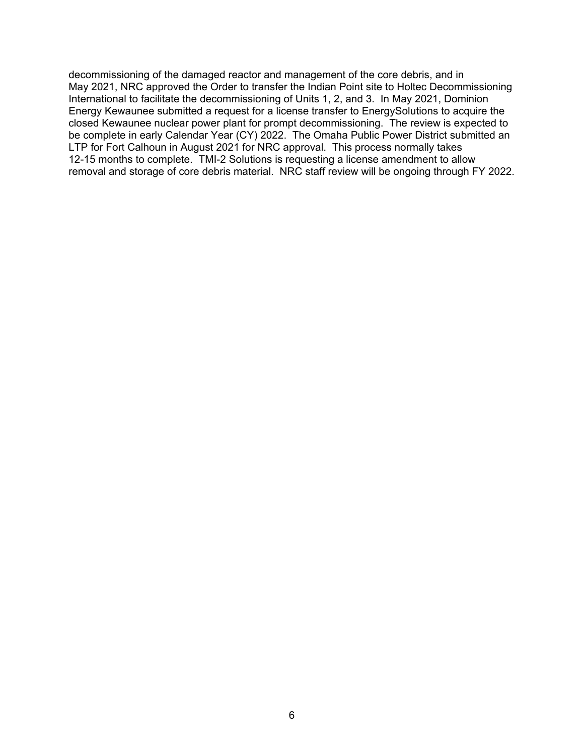decommissioning of the damaged reactor and management of the core debris, and in May 2021, NRC approved the Order to transfer the Indian Point site to Holtec Decommissioning International to facilitate the decommissioning of Units 1, 2, and 3. In May 2021, Dominion Energy Kewaunee submitted a request for a license transfer to EnergySolutions to acquire the closed Kewaunee nuclear power plant for prompt decommissioning. The review is expected to be complete in early Calendar Year (CY) 2022. The Omaha Public Power District submitted an LTP for Fort Calhoun in August 2021 for NRC approval. This process normally takes 12-15 months to complete. TMI-2 Solutions is requesting a license amendment to allow removal and storage of core debris material. NRC staff review will be ongoing through FY 2022.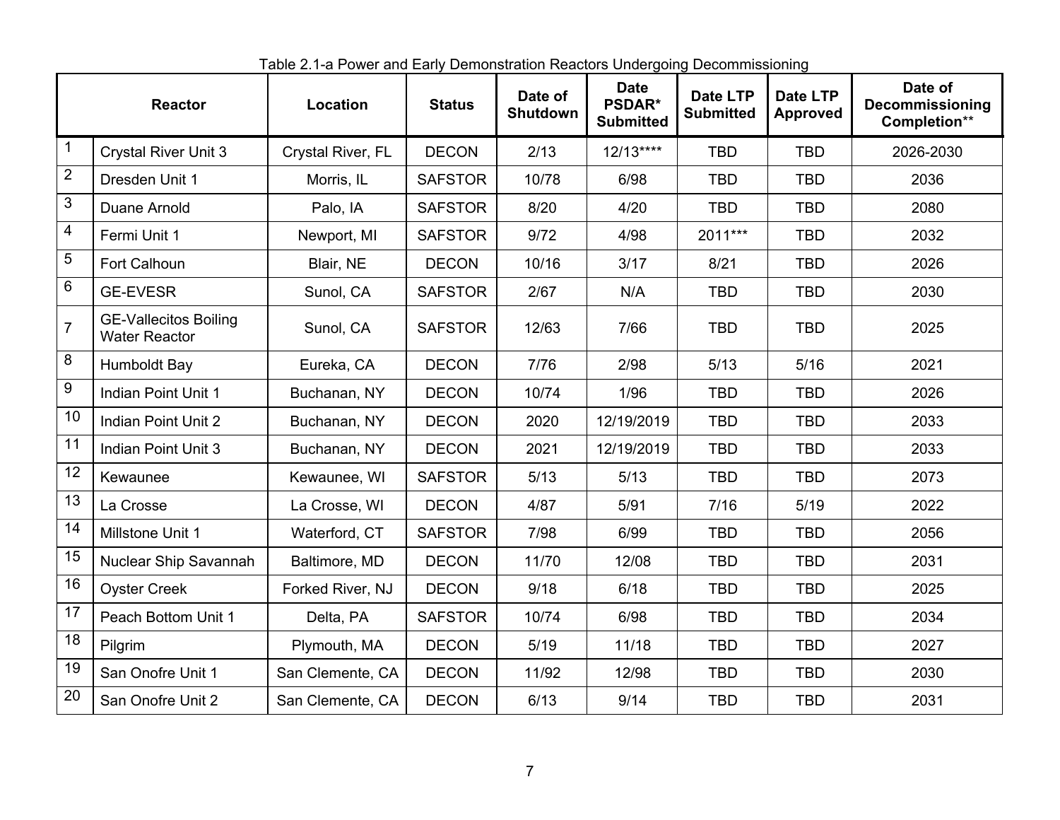Table 2.1-a Power and Early Demonstration Reactors Undergoing Decommissioning

| | Reactor | Location | Status | Date of Shutdown | Date PSDAR* Submitted | Date LTP Submitted | Date LTP Approved | Date of Decommissioning Completion** |
|---|---|---|---|---|---|---|---|---|
| 1 | Crystal River Unit 3 | Crystal River, FL | DECON | 2/13 | 12/13**** | TBD | TBD | 2026-2030 |
| 2 | Dresden Unit 1 | Morris, IL | SAFSTOR | 10/78 | 6/98 | TBD | TBD | 2036 |
| 3 | Duane Arnold | Palo, IA | SAFSTOR | 8/20 | 4/20 | TBD | TBD | 2080 |
| 4 | Fermi Unit 1 | Newport, MI | SAFSTOR | 9/72 | 4/98 | 2011*** | TBD | 2032 |
| 5 | Fort Calhoun | Blair, NE | DECON | 10/16 | 3/17 | 8/21 | TBD | 2026 |
| 6 | GE-EVESR | Sunol, CA | SAFSTOR | 2/67 | N/A | TBD | TBD | 2030 |
| 7 | GE-Vallecitos Boiling Water Reactor | Sunol, CA | SAFSTOR | 12/63 | 7/66 | TBD | TBD | 2025 |
| 8 | Humboldt Bay | Eureka, CA | DECON | 7/76 | 2/98 | 5/13 | 5/16 | 2021 |
| 9 | Indian Point Unit 1 | Buchanan, NY | DECON | 10/74 | 1/96 | TBD | TBD | 2026 |
| 10 | Indian Point Unit 2 | Buchanan, NY | DECON | 2020 | 12/19/2019 | TBD | TBD | 2033 |
| 11 | Indian Point Unit 3 | Buchanan, NY | DECON | 2021 | 12/19/2019 | TBD | TBD | 2033 |
| 12 | Kewaunee | Kewaunee, WI | SAFSTOR | 5/13 | 5/13 | TBD | TBD | 2073 |
| 13 | La Crosse | La Crosse, WI | DECON | 4/87 | 5/91 | 7/16 | 5/19 | 2022 |
| 14 | Millstone Unit 1 | Waterford, CT | SAFSTOR | 7/98 | 6/99 | TBD | TBD | 2056 |
| 15 | Nuclear Ship Savannah | Baltimore, MD | DECON | 11/70 | 12/08 | TBD | TBD | 2031 |
| 16 | Oyster Creek | Forked River, NJ | DECON | 9/18 | 6/18 | TBD | TBD | 2025 |
| 17 | Peach Bottom Unit 1 | Delta, PA | SAFSTOR | 10/74 | 6/98 | TBD | TBD | 2034 |
| 18 | Pilgrim | Plymouth, MA | DECON | 5/19 | 11/18 | TBD | TBD | 2027 |
| 19 | San Onofre Unit 1 | San Clemente, CA | DECON | 11/92 | 12/98 | TBD | TBD | 2030 |
| 20 | San Onofre Unit 2 | San Clemente, CA | DECON | 6/13 | 9/14 | TBD | TBD | 2031 |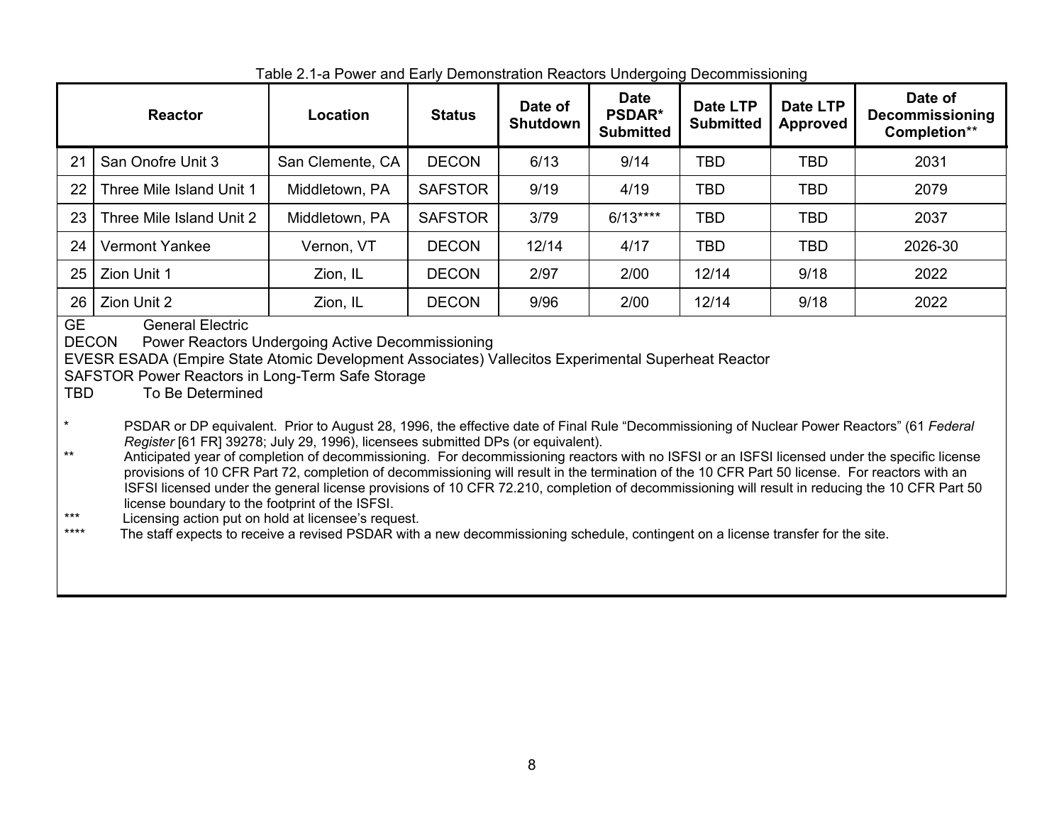Table 2.1-a Power and Early Demonstration Reactors Undergoing Decommissioning

| | Reactor | Location | Status | Date of Shutdown | Date PSDAR* Submitted | Date LTP Submitted | Date LTP Approved | Date of Decommissioning Completion** |
|---|---|---|---|---|---|---|---|---|
| 21 | San Onofre Unit 3 | San Clemente, CA | DECON | 6/13 | 9/14 | TBD | TBD | 2031 |
| 22 | Three Mile Island Unit 1 | Middletown, PA | SAFSTOR | 9/19 | 4/19 | TBD | TBD | 2079 |
| 23 | Three Mile Island Unit 2 | Middletown, PA | SAFSTOR | 3/79 | 6/13**** | TBD | TBD | 2037 |
| 24 | Vermont Yankee | Vernon, VT | DECON | 12/14 | 4/17 | TBD | TBD | 2026-30 |
| 25 | Zion Unit 1 | Zion, IL | DECON | 2/97 | 2/00 | 12/14 | 9/18 | 2022 |
| 26 | Zion Unit 2 | Zion, IL | DECON | 9/96 | 2/00 | 12/14 | 9/18 | 2022 |

GE General Electric
DECON Power Reactors Undergoing Active Decommissioning
EVESR ESADA (Empire State Atomic Development Associates) Vallecitos Experimental Superheat Reactor
SAFSTOR Power Reactors in Long-Term Safe Storage
TBD To Be Determined

\* PSDAR or DP equivalent. Prior to August 28, 1996, the effective date of Final Rule "Decommissioning of Nuclear Power Reactors" (61 *Federal Register* [61 FR] 39278; July 29, 1996), licensees submitted DPs (or equivalent).

\*\* Anticipated year of completion of decommissioning. For decommissioning reactors with no ISFSI or an ISFSI licensed under the specific license provisions of 10 CFR Part 72, completion of decommissioning will result in the termination of the 10 CFR Part 50 license. For reactors with an ISFSI licensed under the general license provisions of 10 CFR 72.210, completion of decommissioning will result in reducing the 10 CFR Part 50 license boundary to the footprint of the ISFSI.

\*\*\* Licensing action put on hold at licensee's request.

\*\*\*\* The staff expects to receive a revised PSDAR with a new decommissioning schedule, contingent on a license transfer for the site.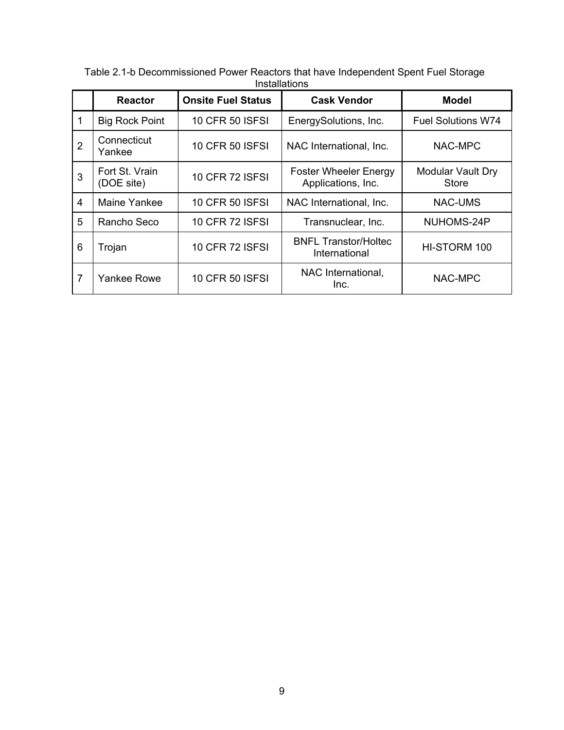Table 2.1-b Decommissioned Power Reactors that have Independent Spent Fuel Storage Installations

| | Reactor | Onsite Fuel Status | Cask Vendor | Model |
|---|---|---|---|---|
| 1 | Big Rock Point | 10 CFR 50 ISFSI | EnergySolutions, Inc. | Fuel Solutions W74 |
| 2 | Connecticut Yankee | 10 CFR 50 ISFSI | NAC International, Inc. | NAC-MPC |
| 3 | Fort St. Vrain (DOE site) | 10 CFR 72 ISFSI | Foster Wheeler Energy Applications, Inc. | Modular Vault Dry Store |
| 4 | Maine Yankee | 10 CFR 50 ISFSI | NAC International, Inc. | NAC-UMS |
| 5 | Rancho Seco | 10 CFR 72 ISFSI | Transnuclear, Inc. | NUHOMS-24P |
| 6 | Trojan | 10 CFR 72 ISFSI | BNFL Transtor/Holtec International | HI-STORM 100 |
| 7 | Yankee Rowe | 10 CFR 50 ISFSI | NAC International, Inc. | NAC-MPC |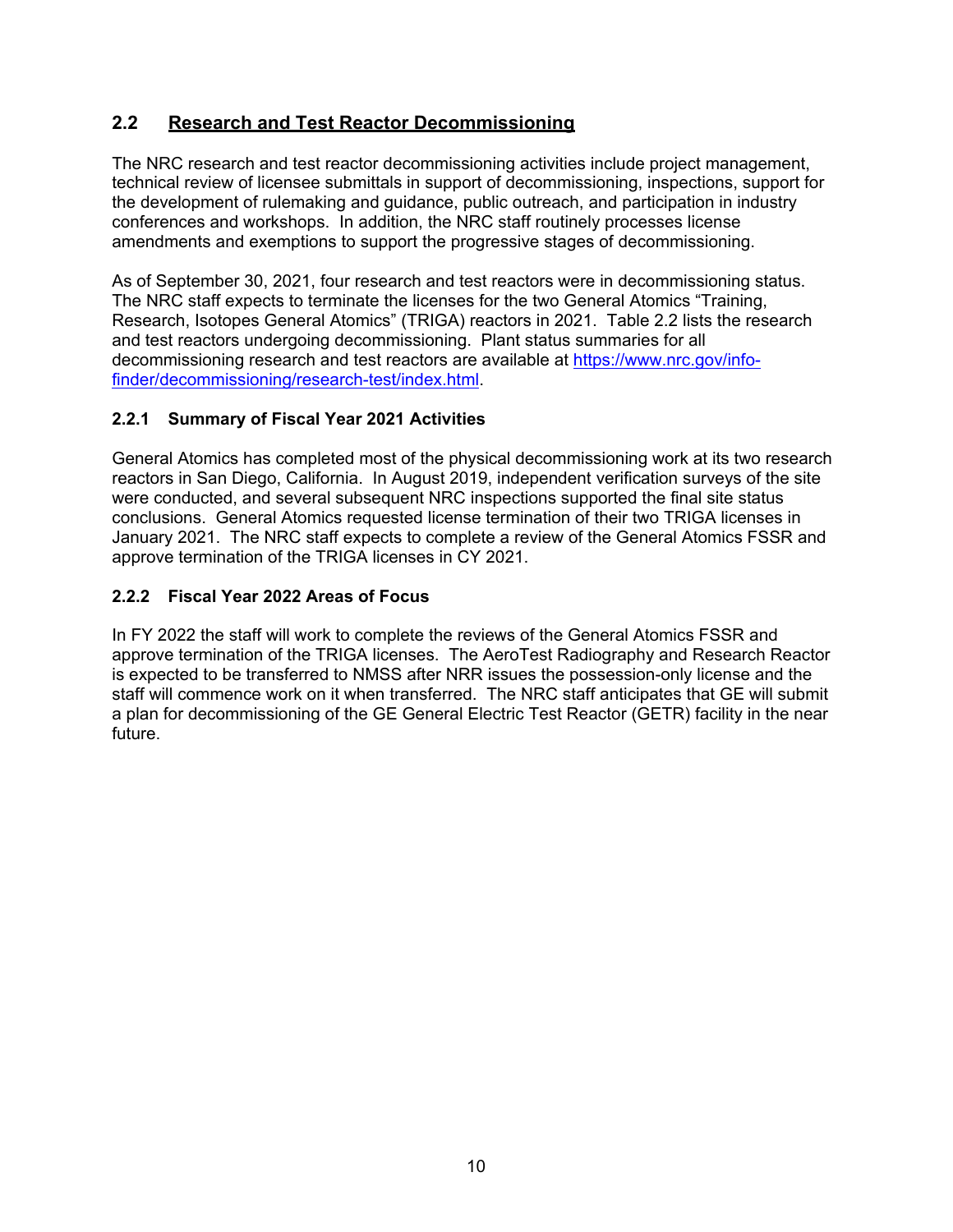## 2.2 Research and Test Reactor Decommissioning

The NRC research and test reactor decommissioning activities include project management, technical review of licensee submittals in support of decommissioning, inspections, support for the development of rulemaking and guidance, public outreach, and participation in industry conferences and workshops. In addition, the NRC staff routinely processes license amendments and exemptions to support the progressive stages of decommissioning.

As of September 30, 2021, four research and test reactors were in decommissioning status. The NRC staff expects to terminate the licenses for the two General Atomics "Training, Research, Isotopes General Atomics" (TRIGA) reactors in 2021. Table 2.2 lists the research and test reactors undergoing decommissioning. Plant status summaries for all decommissioning research and test reactors are available at [https://www.nrc.gov/info-finder/decommissioning/research-test/index.html](https://www.nrc.gov/info-finder/decommissioning/research-test/index.html).

### 2.2.1 Summary of Fiscal Year 2021 Activities

General Atomics has completed most of the physical decommissioning work at its two research reactors in San Diego, California. In August 2019, independent verification surveys of the site were conducted, and several subsequent NRC inspections supported the final site status conclusions. General Atomics requested license termination of their two TRIGA licenses in January 2021. The NRC staff expects to complete a review of the General Atomics FSSR and approve termination of the TRIGA licenses in CY 2021.

### 2.2.2 Fiscal Year 2022 Areas of Focus

In FY 2022 the staff will work to complete the reviews of the General Atomics FSSR and approve termination of the TRIGA licenses. The AeroTest Radiography and Research Reactor is expected to be transferred to NMSS after NRR issues the possession-only license and the staff will commence work on it when transferred. The NRC staff anticipates that GE will submit a plan for decommissioning of the GE General Electric Test Reactor (GETR) facility in the near future.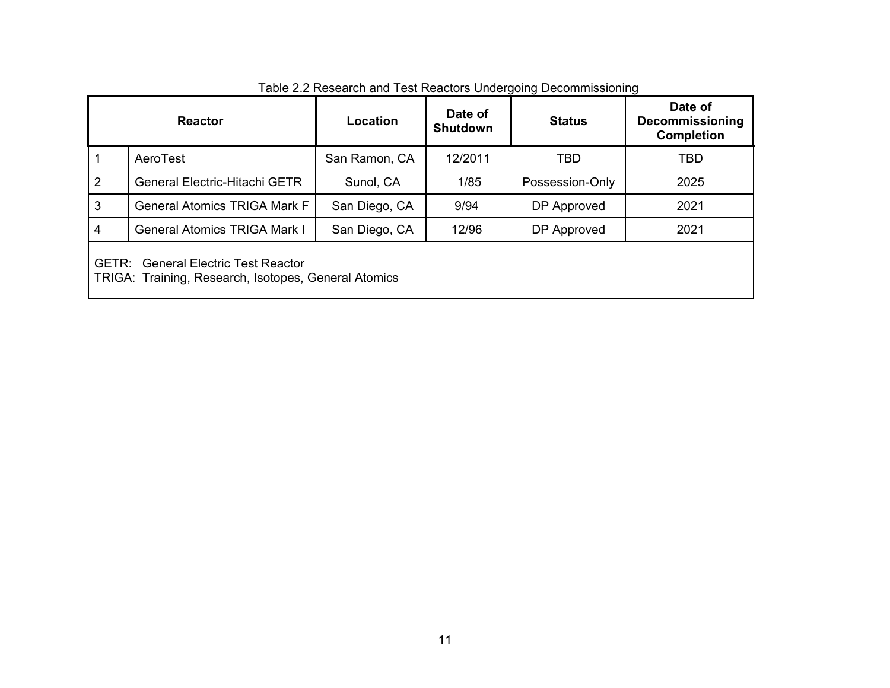Table 2.2 Research and Test Reactors Undergoing Decommissioning

| Reactor | | Location | Date of Shutdown | Status | Date of Decommissioning Completion |
|---|---|---|---|---|---|
| 1 | AeroTest | San Ramon, CA | 12/2011 | TBD | TBD |
| 2 | General Electric-Hitachi GETR | Sunol, CA | 1/85 | Possession-Only | 2025 |
| 3 | General Atomics TRIGA Mark F | San Diego, CA | 9/94 | DP Approved | 2021 |
| 4 | General Atomics TRIGA Mark I | San Diego, CA | 12/96 | DP Approved | 2021 |

GETR: General Electric Test Reactor
TRIGA: Training, Research, Isotopes, General Atomics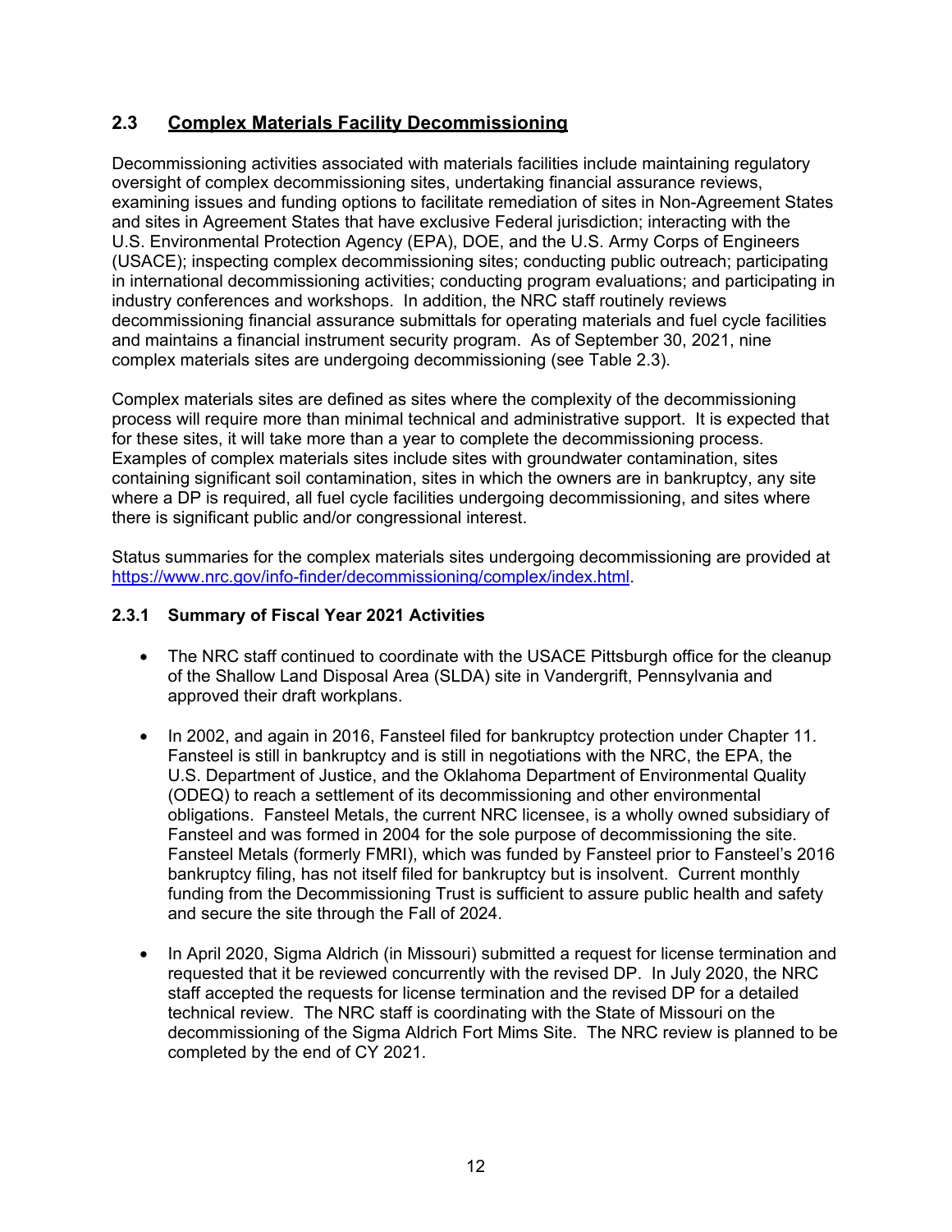## 2.3 Complex Materials Facility Decommissioning

Decommissioning activities associated with materials facilities include maintaining regulatory oversight of complex decommissioning sites, undertaking financial assurance reviews, examining issues and funding options to facilitate remediation of sites in Non-Agreement States and sites in Agreement States that have exclusive Federal jurisdiction; interacting with the U.S. Environmental Protection Agency (EPA), DOE, and the U.S. Army Corps of Engineers (USACE); inspecting complex decommissioning sites; conducting public outreach; participating in international decommissioning activities; conducting program evaluations; and participating in industry conferences and workshops. In addition, the NRC staff routinely reviews decommissioning financial assurance submittals for operating materials and fuel cycle facilities and maintains a financial instrument security program. As of September 30, 2021, nine complex materials sites are undergoing decommissioning (see Table 2.3).

Complex materials sites are defined as sites where the complexity of the decommissioning process will require more than minimal technical and administrative support. It is expected that for these sites, it will take more than a year to complete the decommissioning process. Examples of complex materials sites include sites with groundwater contamination, sites containing significant soil contamination, sites in which the owners are in bankruptcy, any site where a DP is required, all fuel cycle facilities undergoing decommissioning, and sites where there is significant public and/or congressional interest.

Status summaries for the complex materials sites undergoing decommissioning are provided at https://www.nrc.gov/info-finder/decommissioning/complex/index.html.

### 2.3.1 Summary of Fiscal Year 2021 Activities

- The NRC staff continued to coordinate with the USACE Pittsburgh office for the cleanup of the Shallow Land Disposal Area (SLDA) site in Vandergrift, Pennsylvania and approved their draft workplans.

- In 2002, and again in 2016, Fansteel filed for bankruptcy protection under Chapter 11. Fansteel is still in bankruptcy and is still in negotiations with the NRC, the EPA, the U.S. Department of Justice, and the Oklahoma Department of Environmental Quality (ODEQ) to reach a settlement of its decommissioning and other environmental obligations. Fansteel Metals, the current NRC licensee, is a wholly owned subsidiary of Fansteel and was formed in 2004 for the sole purpose of decommissioning the site. Fansteel Metals (formerly FMRI), which was funded by Fansteel prior to Fansteel's 2016 bankruptcy filing, has not itself filed for bankruptcy but is insolvent. Current monthly funding from the Decommissioning Trust is sufficient to assure public health and safety and secure the site through the Fall of 2024.

- In April 2020, Sigma Aldrich (in Missouri) submitted a request for license termination and requested that it be reviewed concurrently with the revised DP. In July 2020, the NRC staff accepted the requests for license termination and the revised DP for a detailed technical review. The NRC staff is coordinating with the State of Missouri on the decommissioning of the Sigma Aldrich Fort Mims Site. The NRC review is planned to be completed by the end of CY 2021.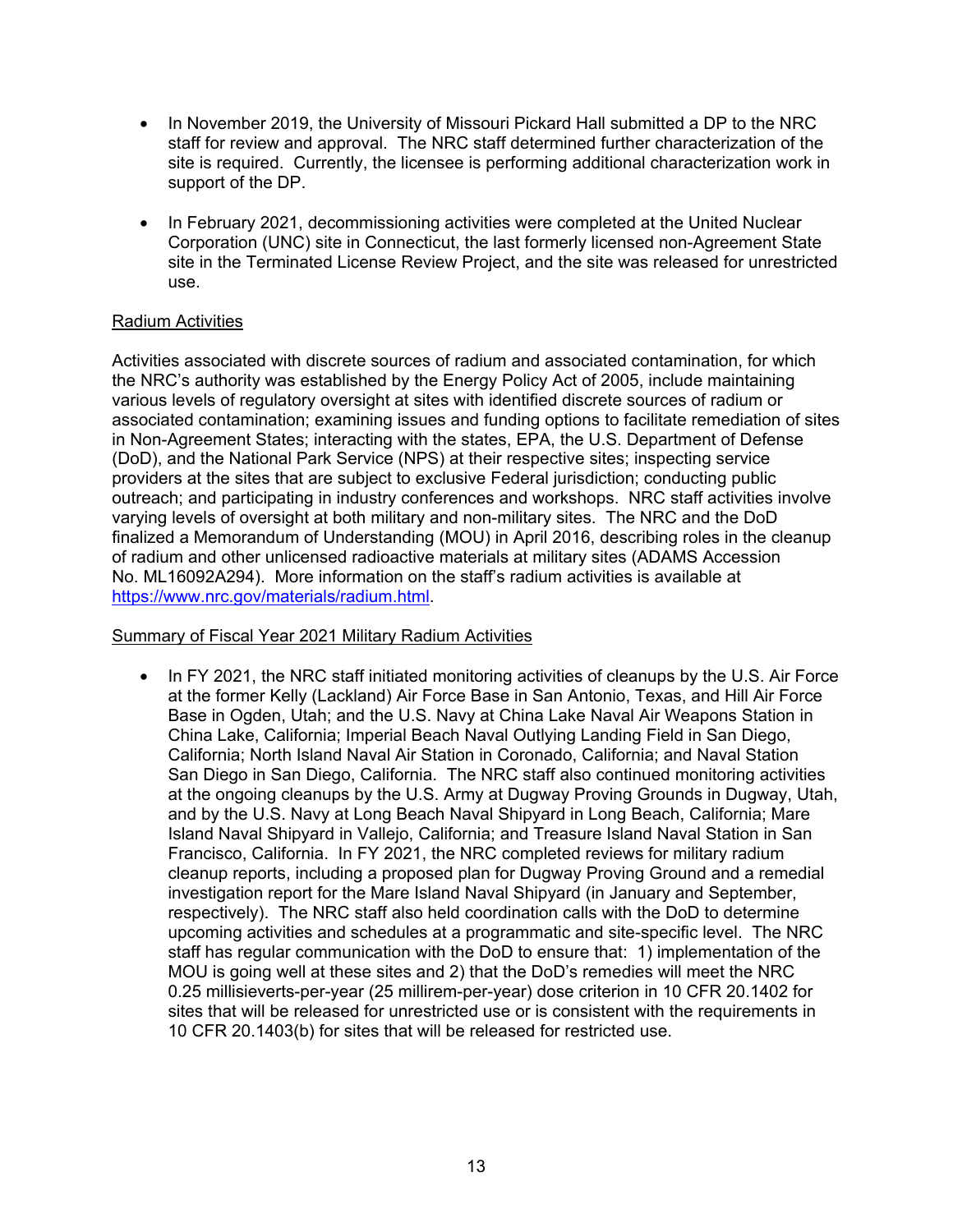- In November 2019, the University of Missouri Pickard Hall submitted a DP to the NRC staff for review and approval. The NRC staff determined further characterization of the site is required. Currently, the licensee is performing additional characterization work in support of the DP.

- In February 2021, decommissioning activities were completed at the United Nuclear Corporation (UNC) site in Connecticut, the last formerly licensed non-Agreement State site in the Terminated License Review Project, and the site was released for unrestricted use.

Radium Activities

Activities associated with discrete sources of radium and associated contamination, for which the NRC's authority was established by the Energy Policy Act of 2005, include maintaining various levels of regulatory oversight at sites with identified discrete sources of radium or associated contamination; examining issues and funding options to facilitate remediation of sites in Non-Agreement States; interacting with the states, EPA, the U.S. Department of Defense (DoD), and the National Park Service (NPS) at their respective sites; inspecting service providers at the sites that are subject to exclusive Federal jurisdiction; conducting public outreach; and participating in industry conferences and workshops. NRC staff activities involve varying levels of oversight at both military and non-military sites. The NRC and the DoD finalized a Memorandum of Understanding (MOU) in April 2016, describing roles in the cleanup of radium and other unlicensed radioactive materials at military sites (ADAMS Accession No. ML16092A294). More information on the staff's radium activities is available at https://www.nrc.gov/materials/radium.html.

Summary of Fiscal Year 2021 Military Radium Activities

- In FY 2021, the NRC staff initiated monitoring activities of cleanups by the U.S. Air Force at the former Kelly (Lackland) Air Force Base in San Antonio, Texas, and Hill Air Force Base in Ogden, Utah; and the U.S. Navy at China Lake Naval Air Weapons Station in China Lake, California; Imperial Beach Naval Outlying Landing Field in San Diego, California; North Island Naval Air Station in Coronado, California; and Naval Station San Diego in San Diego, California. The NRC staff also continued monitoring activities at the ongoing cleanups by the U.S. Army at Dugway Proving Grounds in Dugway, Utah, and by the U.S. Navy at Long Beach Naval Shipyard in Long Beach, California; Mare Island Naval Shipyard in Vallejo, California; and Treasure Island Naval Station in San Francisco, California. In FY 2021, the NRC completed reviews for military radium cleanup reports, including a proposed plan for Dugway Proving Ground and a remedial investigation report for the Mare Island Naval Shipyard (in January and September, respectively). The NRC staff also held coordination calls with the DoD to determine upcoming activities and schedules at a programmatic and site-specific level. The NRC staff has regular communication with the DoD to ensure that: 1) implementation of the MOU is going well at these sites and 2) that the DoD's remedies will meet the NRC 0.25 millisieverts-per-year (25 millirem-per-year) dose criterion in 10 CFR 20.1402 for sites that will be released for unrestricted use or is consistent with the requirements in 10 CFR 20.1403(b) for sites that will be released for restricted use.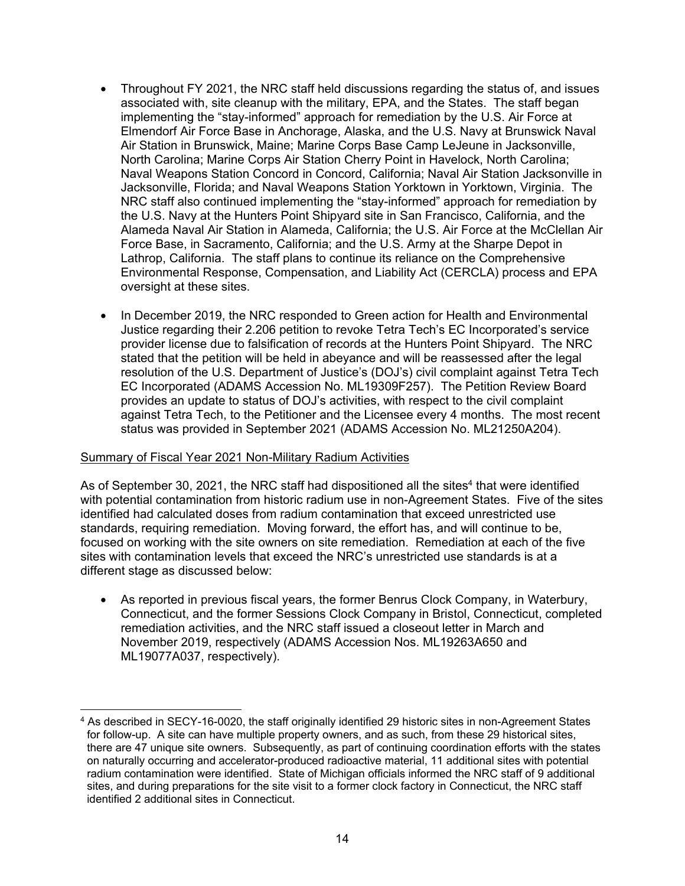- Throughout FY 2021, the NRC staff held discussions regarding the status of, and issues associated with, site cleanup with the military, EPA, and the States. The staff began implementing the "stay-informed" approach for remediation by the U.S. Air Force at Elmendorf Air Force Base in Anchorage, Alaska, and the U.S. Navy at Brunswick Naval Air Station in Brunswick, Maine; Marine Corps Base Camp LeJeune in Jacksonville, North Carolina; Marine Corps Air Station Cherry Point in Havelock, North Carolina; Naval Weapons Station Concord in Concord, California; Naval Air Station Jacksonville in Jacksonville, Florida; and Naval Weapons Station Yorktown in Yorktown, Virginia. The NRC staff also continued implementing the "stay-informed" approach for remediation by the U.S. Navy at the Hunters Point Shipyard site in San Francisco, California, and the Alameda Naval Air Station in Alameda, California; the U.S. Air Force at the McClellan Air Force Base, in Sacramento, California; and the U.S. Army at the Sharpe Depot in Lathrop, California. The staff plans to continue its reliance on the Comprehensive Environmental Response, Compensation, and Liability Act (CERCLA) process and EPA oversight at these sites.

- In December 2019, the NRC responded to Green action for Health and Environmental Justice regarding their 2.206 petition to revoke Tetra Tech's EC Incorporated's service provider license due to falsification of records at the Hunters Point Shipyard. The NRC stated that the petition will be held in abeyance and will be reassessed after the legal resolution of the U.S. Department of Justice's (DOJ's) civil complaint against Tetra Tech EC Incorporated (ADAMS Accession No. ML19309F257). The Petition Review Board provides an update to status of DOJ's activities, with respect to the civil complaint against Tetra Tech, to the Petitioner and the Licensee every 4 months. The most recent status was provided in September 2021 (ADAMS Accession No. ML21250A204).

Summary of Fiscal Year 2021 Non-Military Radium Activities

As of September 30, 2021, the NRC staff had dispositioned all the sites[4] that were identified with potential contamination from historic radium use in non-Agreement States. Five of the sites identified had calculated doses from radium contamination that exceed unrestricted use standards, requiring remediation. Moving forward, the effort has, and will continue to be, focused on working with the site owners on site remediation. Remediation at each of the five sites with contamination levels that exceed the NRC's unrestricted use standards is at a different stage as discussed below:

- As reported in previous fiscal years, the former Benrus Clock Company, in Waterbury, Connecticut, and the former Sessions Clock Company in Bristol, Connecticut, completed remediation activities, and the NRC staff issued a closeout letter in March and November 2019, respectively (ADAMS Accession Nos. ML19263A650 and ML19077A037, respectively).

[4] As described in SECY-16-0020, the staff originally identified 29 historic sites in non-Agreement States for follow-up. A site can have multiple property owners, and as such, from these 29 historical sites, there are 47 unique site owners. Subsequently, as part of continuing coordination efforts with the states on naturally occurring and accelerator-produced radioactive material, 11 additional sites with potential radium contamination were identified. State of Michigan officials informed the NRC staff of 9 additional sites, and during preparations for the site visit to a former clock factory in Connecticut, the NRC staff identified 2 additional sites in Connecticut.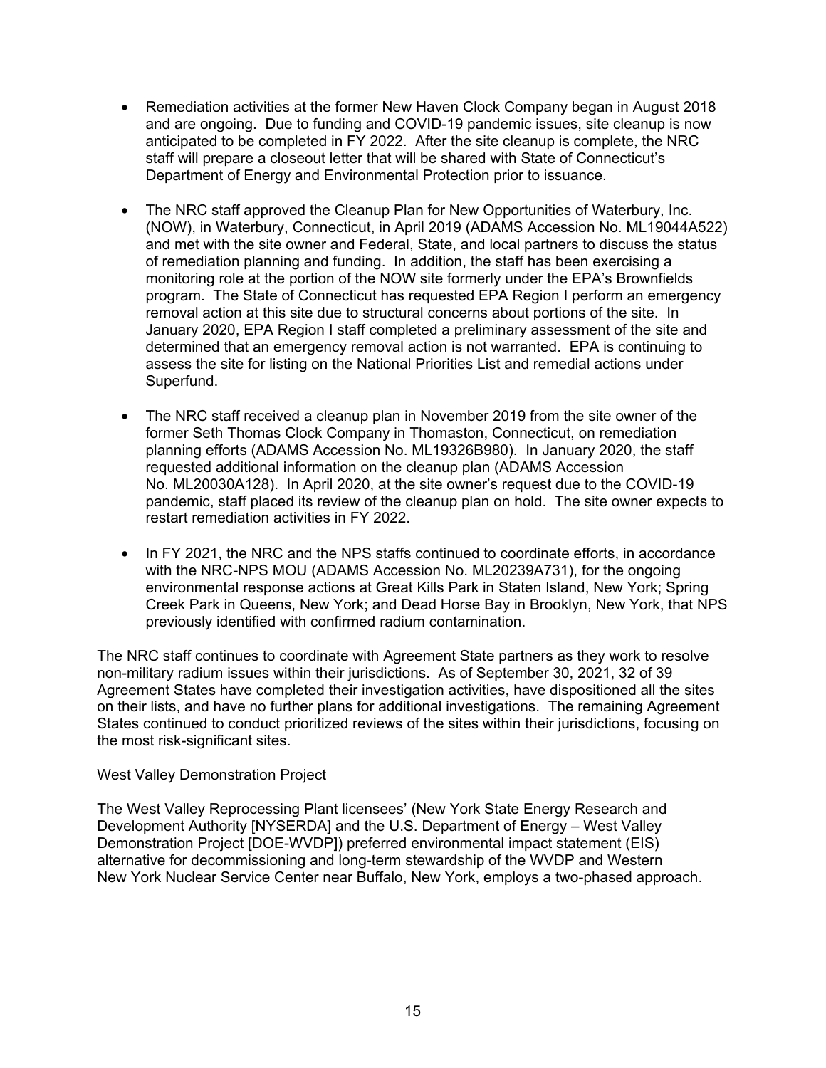- Remediation activities at the former New Haven Clock Company began in August 2018 and are ongoing. Due to funding and COVID-19 pandemic issues, site cleanup is now anticipated to be completed in FY 2022. After the site cleanup is complete, the NRC staff will prepare a closeout letter that will be shared with State of Connecticut's Department of Energy and Environmental Protection prior to issuance.

- The NRC staff approved the Cleanup Plan for New Opportunities of Waterbury, Inc. (NOW), in Waterbury, Connecticut, in April 2019 (ADAMS Accession No. ML19044A522) and met with the site owner and Federal, State, and local partners to discuss the status of remediation planning and funding. In addition, the staff has been exercising a monitoring role at the portion of the NOW site formerly under the EPA's Brownfields program. The State of Connecticut has requested EPA Region I perform an emergency removal action at this site due to structural concerns about portions of the site. In January 2020, EPA Region I staff completed a preliminary assessment of the site and determined that an emergency removal action is not warranted. EPA is continuing to assess the site for listing on the National Priorities List and remedial actions under Superfund.

- The NRC staff received a cleanup plan in November 2019 from the site owner of the former Seth Thomas Clock Company in Thomaston, Connecticut, on remediation planning efforts (ADAMS Accession No. ML19326B980). In January 2020, the staff requested additional information on the cleanup plan (ADAMS Accession No. ML20030A128). In April 2020, at the site owner's request due to the COVID-19 pandemic, staff placed its review of the cleanup plan on hold. The site owner expects to restart remediation activities in FY 2022.

- In FY 2021, the NRC and the NPS staffs continued to coordinate efforts, in accordance with the NRC-NPS MOU (ADAMS Accession No. ML20239A731), for the ongoing environmental response actions at Great Kills Park in Staten Island, New York; Spring Creek Park in Queens, New York; and Dead Horse Bay in Brooklyn, New York, that NPS previously identified with confirmed radium contamination.

The NRC staff continues to coordinate with Agreement State partners as they work to resolve non-military radium issues within their jurisdictions. As of September 30, 2021, 32 of 39 Agreement States have completed their investigation activities, have dispositioned all the sites on their lists, and have no further plans for additional investigations. The remaining Agreement States continued to conduct prioritized reviews of the sites within their jurisdictions, focusing on the most risk-significant sites.

West Valley Demonstration Project

The West Valley Reprocessing Plant licensees' (New York State Energy Research and Development Authority [NYSERDA] and the U.S. Department of Energy – West Valley Demonstration Project [DOE-WVDP]) preferred environmental impact statement (EIS) alternative for decommissioning and long-term stewardship of the WVDP and Western New York Nuclear Service Center near Buffalo, New York, employs a two-phased approach.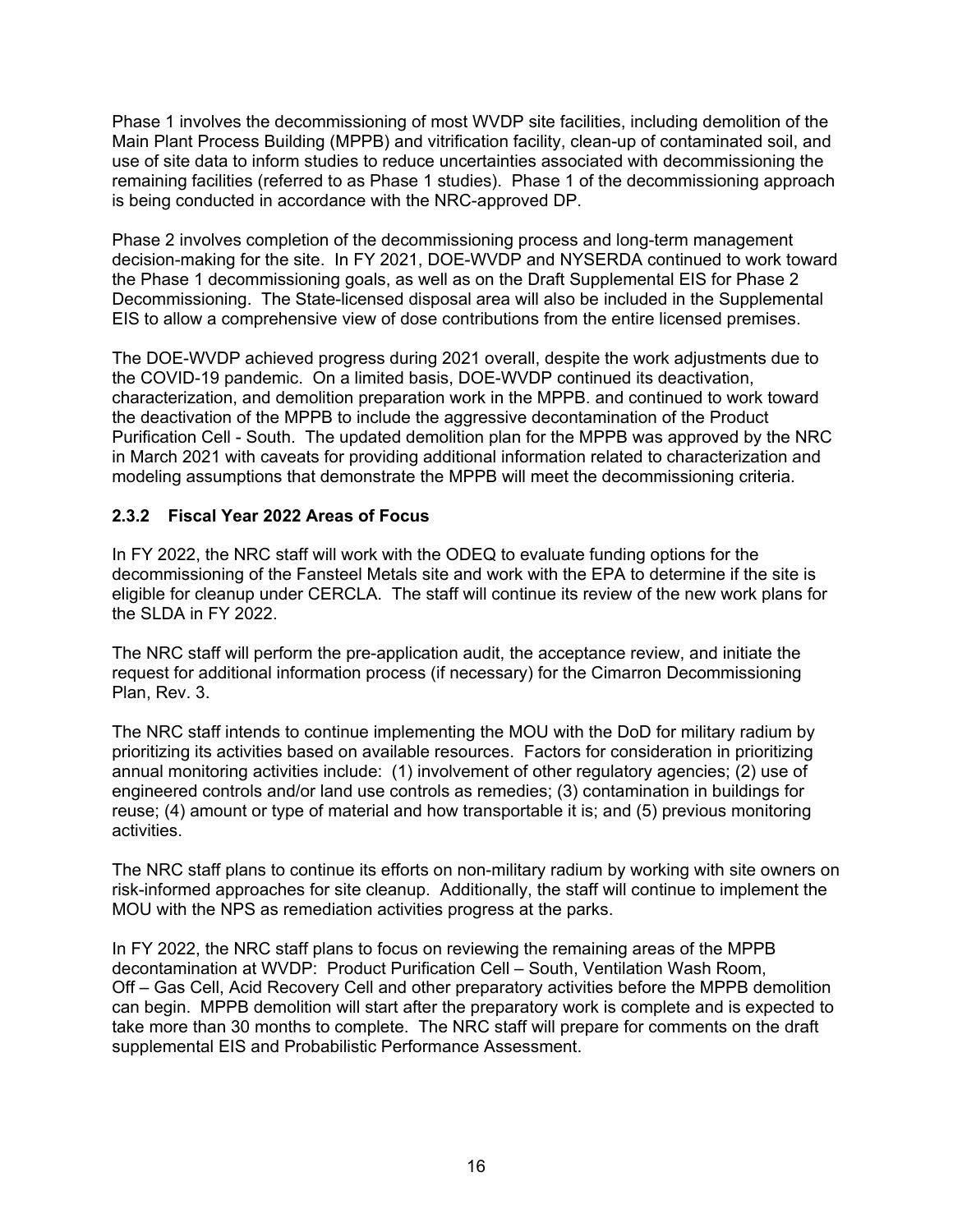Phase 1 involves the decommissioning of most WVDP site facilities, including demolition of the Main Plant Process Building (MPPB) and vitrification facility, clean-up of contaminated soil, and use of site data to inform studies to reduce uncertainties associated with decommissioning the remaining facilities (referred to as Phase 1 studies). Phase 1 of the decommissioning approach is being conducted in accordance with the NRC-approved DP.

Phase 2 involves completion of the decommissioning process and long-term management decision-making for the site. In FY 2021, DOE-WVDP and NYSERDA continued to work toward the Phase 1 decommissioning goals, as well as on the Draft Supplemental EIS for Phase 2 Decommissioning. The State-licensed disposal area will also be included in the Supplemental EIS to allow a comprehensive view of dose contributions from the entire licensed premises.

The DOE-WVDP achieved progress during 2021 overall, despite the work adjustments due to the COVID-19 pandemic. On a limited basis, DOE-WVDP continued its deactivation, characterization, and demolition preparation work in the MPPB. and continued to work toward the deactivation of the MPPB to include the aggressive decontamination of the Product Purification Cell - South. The updated demolition plan for the MPPB was approved by the NRC in March 2021 with caveats for providing additional information related to characterization and modeling assumptions that demonstrate the MPPB will meet the decommissioning criteria.

### 2.3.2 Fiscal Year 2022 Areas of Focus

In FY 2022, the NRC staff will work with the ODEQ to evaluate funding options for the decommissioning of the Fansteel Metals site and work with the EPA to determine if the site is eligible for cleanup under CERCLA. The staff will continue its review of the new work plans for the SLDA in FY 2022.

The NRC staff will perform the pre-application audit, the acceptance review, and initiate the request for additional information process (if necessary) for the Cimarron Decommissioning Plan, Rev. 3.

The NRC staff intends to continue implementing the MOU with the DoD for military radium by prioritizing its activities based on available resources. Factors for consideration in prioritizing annual monitoring activities include: (1) involvement of other regulatory agencies; (2) use of engineered controls and/or land use controls as remedies; (3) contamination in buildings for reuse; (4) amount or type of material and how transportable it is; and (5) previous monitoring activities.

The NRC staff plans to continue its efforts on non-military radium by working with site owners on risk-informed approaches for site cleanup. Additionally, the staff will continue to implement the MOU with the NPS as remediation activities progress at the parks.

In FY 2022, the NRC staff plans to focus on reviewing the remaining areas of the MPPB decontamination at WVDP: Product Purification Cell – South, Ventilation Wash Room, Off – Gas Cell, Acid Recovery Cell and other preparatory activities before the MPPB demolition can begin. MPPB demolition will start after the preparatory work is complete and is expected to take more than 30 months to complete. The NRC staff will prepare for comments on the draft supplemental EIS and Probabilistic Performance Assessment.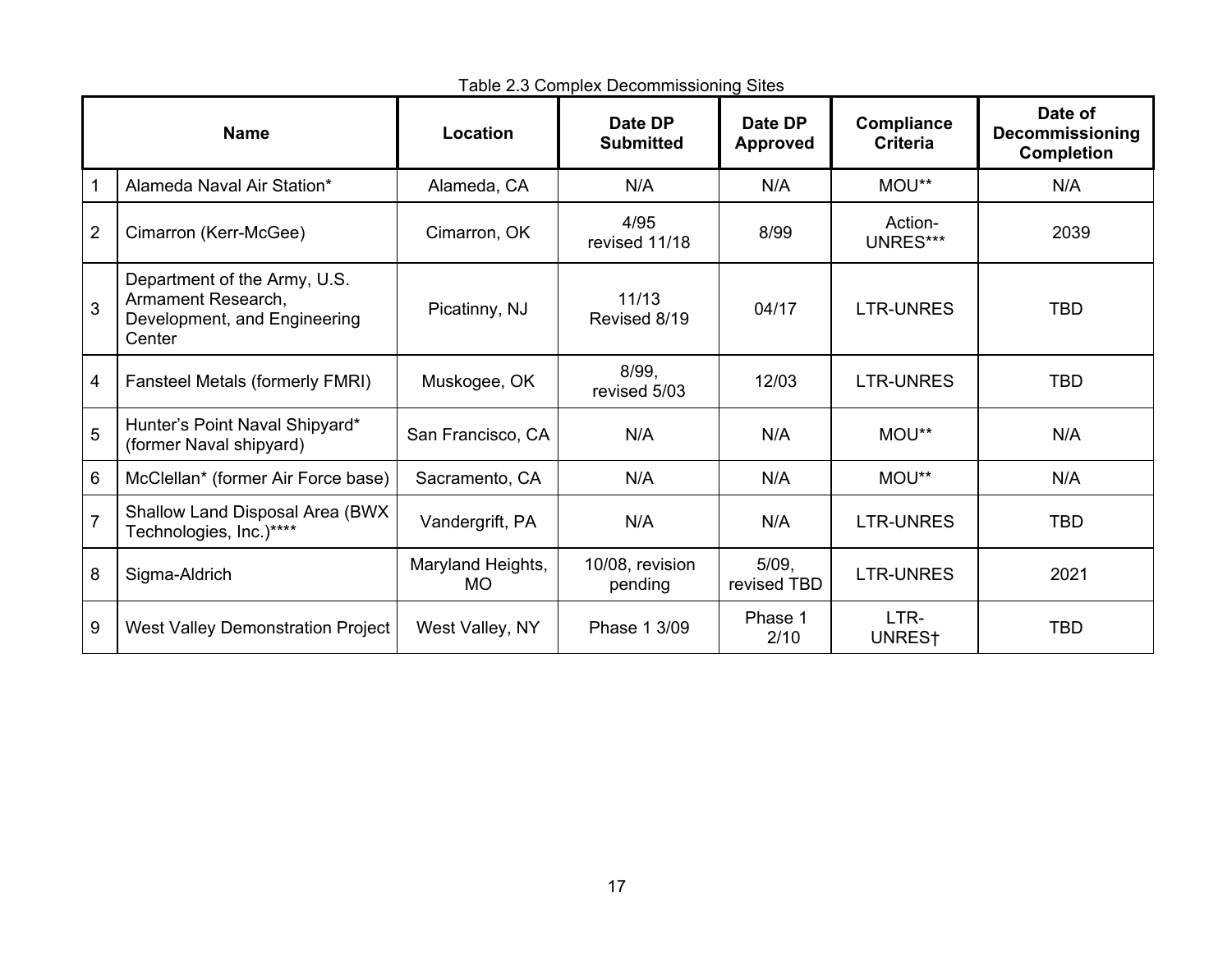Table 2.3 Complex Decommissioning Sites

| | Name | Location | Date DP Submitted | Date DP Approved | Compliance Criteria | Date of Decommissioning Completion |
|---|---|---|---|---|---|---|
| 1 | Alameda Naval Air Station* | Alameda, CA | N/A | N/A | MOU** | N/A |
| 2 | Cimarron (Kerr-McGee) | Cimarron, OK | 4/95 revised 11/18 | 8/99 | Action-UNRES*** | 2039 |
| 3 | Department of the Army, U.S. Armament Research, Development, and Engineering Center | Picatinny, NJ | 11/13 Revised 8/19 | 04/17 | LTR-UNRES | TBD |
| 4 | Fansteel Metals (formerly FMRI) | Muskogee, OK | 8/99, revised 5/03 | 12/03 | LTR-UNRES | TBD |
| 5 | Hunter's Point Naval Shipyard* (former Naval shipyard) | San Francisco, CA | N/A | N/A | MOU** | N/A |
| 6 | McClellan* (former Air Force base) | Sacramento, CA | N/A | N/A | MOU** | N/A |
| 7 | Shallow Land Disposal Area (BWX Technologies, Inc.)**** | Vandergrift, PA | N/A | N/A | LTR-UNRES | TBD |
| 8 | Sigma-Aldrich | Maryland Heights, MO | 10/08, revision pending | 5/09, revised TBD | LTR-UNRES | 2021 |
| 9 | West Valley Demonstration Project | West Valley, NY | Phase 1 3/09 | Phase 1 2/10 | LTR-UNRES† | TBD |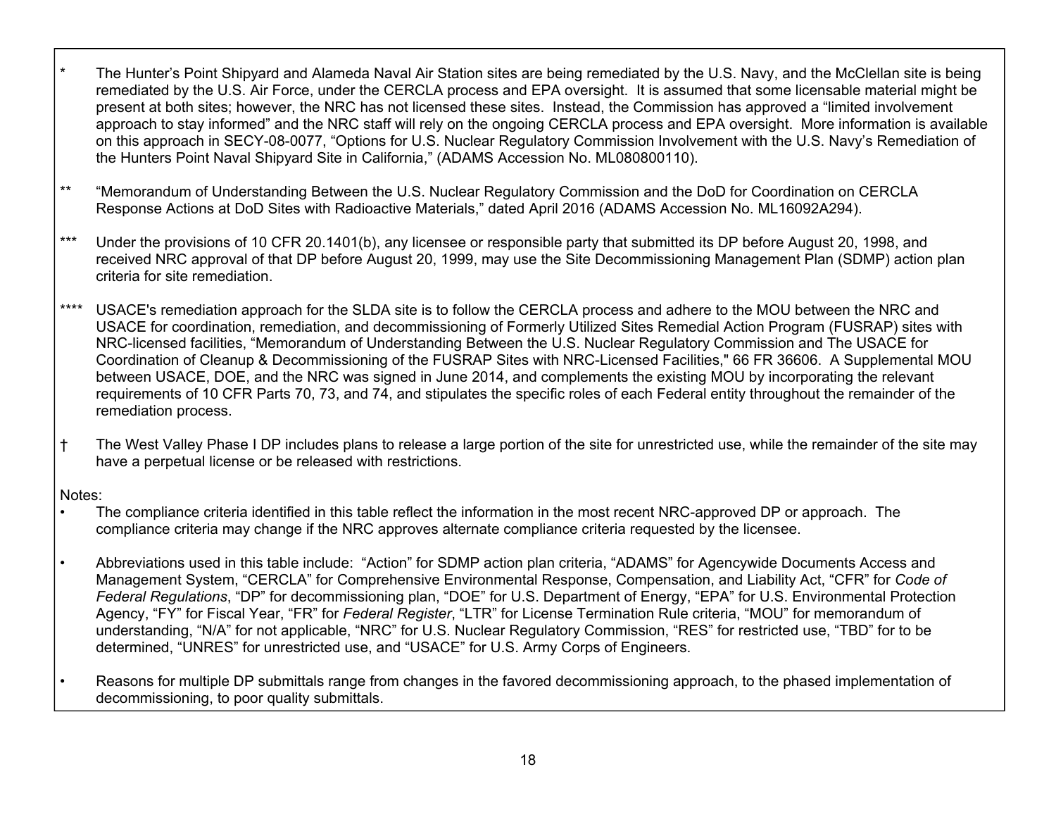\* The Hunter's Point Shipyard and Alameda Naval Air Station sites are being remediated by the U.S. Navy, and the McClellan site is being remediated by the U.S. Air Force, under the CERCLA process and EPA oversight. It is assumed that some licensable material might be present at both sites; however, the NRC has not licensed these sites. Instead, the Commission has approved a "limited involvement approach to stay informed" and the NRC staff will rely on the ongoing CERCLA process and EPA oversight. More information is available on this approach in SECY-08-0077, "Options for U.S. Nuclear Regulatory Commission Involvement with the U.S. Navy's Remediation of the Hunters Point Naval Shipyard Site in California," (ADAMS Accession No. ML080800110).

\*\* "Memorandum of Understanding Between the U.S. Nuclear Regulatory Commission and the DoD for Coordination on CERCLA Response Actions at DoD Sites with Radioactive Materials," dated April 2016 (ADAMS Accession No. ML16092A294).

\*\*\* Under the provisions of 10 CFR 20.1401(b), any licensee or responsible party that submitted its DP before August 20, 1998, and received NRC approval of that DP before August 20, 1999, may use the Site Decommissioning Management Plan (SDMP) action plan criteria for site remediation.

\*\*\*\* USACE's remediation approach for the SLDA site is to follow the CERCLA process and adhere to the MOU between the NRC and USACE for coordination, remediation, and decommissioning of Formerly Utilized Sites Remedial Action Program (FUSRAP) sites with NRC-licensed facilities, "Memorandum of Understanding Between the U.S. Nuclear Regulatory Commission and The USACE for Coordination of Cleanup & Decommissioning of the FUSRAP Sites with NRC-Licensed Facilities," 66 FR 36606. A Supplemental MOU between USACE, DOE, and the NRC was signed in June 2014, and complements the existing MOU by incorporating the relevant requirements of 10 CFR Parts 70, 73, and 74, and stipulates the specific roles of each Federal entity throughout the remainder of the remediation process.

† The West Valley Phase I DP includes plans to release a large portion of the site for unrestricted use, while the remainder of the site may have a perpetual license or be released with restrictions.

Notes:

- The compliance criteria identified in this table reflect the information in the most recent NRC-approved DP or approach. The compliance criteria may change if the NRC approves alternate compliance criteria requested by the licensee.
- Abbreviations used in this table include: "Action" for SDMP action plan criteria, "ADAMS" for Agencywide Documents Access and Management System, "CERCLA" for Comprehensive Environmental Response, Compensation, and Liability Act, "CFR" for *Code of Federal Regulations*, "DP" for decommissioning plan, "DOE" for U.S. Department of Energy, "EPA" for U.S. Environmental Protection Agency, "FY" for Fiscal Year, "FR" for *Federal Register*, "LTR" for License Termination Rule criteria, "MOU" for memorandum of understanding, "N/A" for not applicable, "NRC" for U.S. Nuclear Regulatory Commission, "RES" for restricted use, "TBD" for to be determined, "UNRES" for unrestricted use, and "USACE" for U.S. Army Corps of Engineers.
- Reasons for multiple DP submittals range from changes in the favored decommissioning approach, to the phased implementation of decommissioning, to poor quality submittals.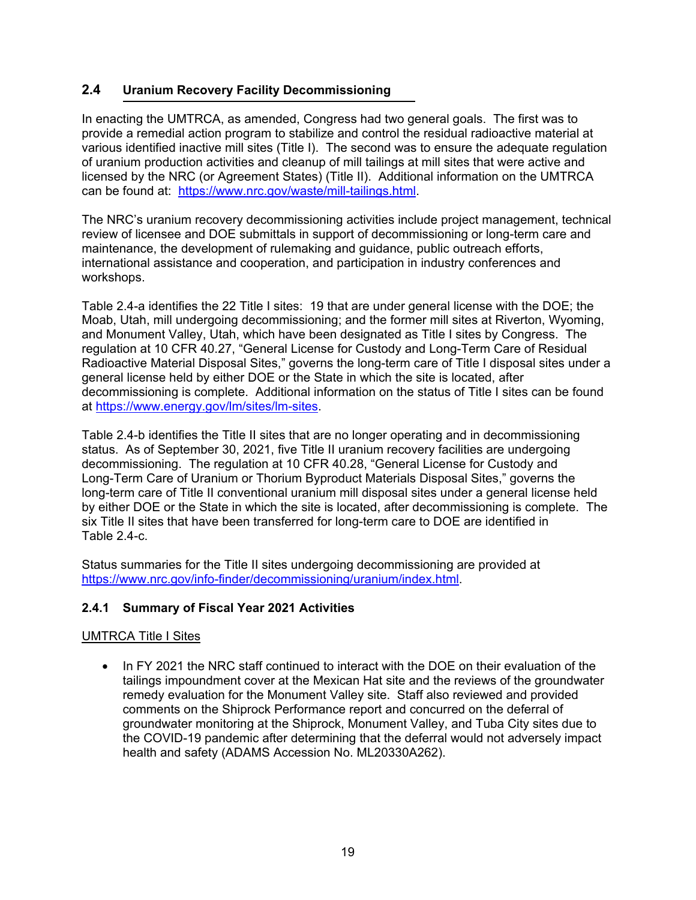## 2.4 Uranium Recovery Facility Decommissioning

In enacting the UMTRCA, as amended, Congress had two general goals. The first was to provide a remedial action program to stabilize and control the residual radioactive material at various identified inactive mill sites (Title I). The second was to ensure the adequate regulation of uranium production activities and cleanup of mill tailings at mill sites that were active and licensed by the NRC (or Agreement States) (Title II). Additional information on the UMTRCA can be found at: https://www.nrc.gov/waste/mill-tailings.html.

The NRC's uranium recovery decommissioning activities include project management, technical review of licensee and DOE submittals in support of decommissioning or long-term care and maintenance, the development of rulemaking and guidance, public outreach efforts, international assistance and cooperation, and participation in industry conferences and workshops.

Table 2.4-a identifies the 22 Title I sites: 19 that are under general license with the DOE; the Moab, Utah, mill undergoing decommissioning; and the former mill sites at Riverton, Wyoming, and Monument Valley, Utah, which have been designated as Title I sites by Congress. The regulation at 10 CFR 40.27, "General License for Custody and Long-Term Care of Residual Radioactive Material Disposal Sites," governs the long-term care of Title I disposal sites under a general license held by either DOE or the State in which the site is located, after decommissioning is complete. Additional information on the status of Title I sites can be found at https://www.energy.gov/lm/sites/lm-sites.

Table 2.4-b identifies the Title II sites that are no longer operating and in decommissioning status. As of September 30, 2021, five Title II uranium recovery facilities are undergoing decommissioning. The regulation at 10 CFR 40.28, "General License for Custody and Long-Term Care of Uranium or Thorium Byproduct Materials Disposal Sites," governs the long-term care of Title II conventional uranium mill disposal sites under a general license held by either DOE or the State in which the site is located, after decommissioning is complete. The six Title II sites that have been transferred for long-term care to DOE are identified in Table 2.4-c.

Status summaries for the Title II sites undergoing decommissioning are provided at https://www.nrc.gov/info-finder/decommissioning/uranium/index.html.

### 2.4.1 Summary of Fiscal Year 2021 Activities

UMTRCA Title I Sites

- In FY 2021 the NRC staff continued to interact with the DOE on their evaluation of the tailings impoundment cover at the Mexican Hat site and the reviews of the groundwater remedy evaluation for the Monument Valley site. Staff also reviewed and provided comments on the Shiprock Performance report and concurred on the deferral of groundwater monitoring at the Shiprock, Monument Valley, and Tuba City sites due to the COVID-19 pandemic after determining that the deferral would not adversely impact health and safety (ADAMS Accession No. ML20330A262).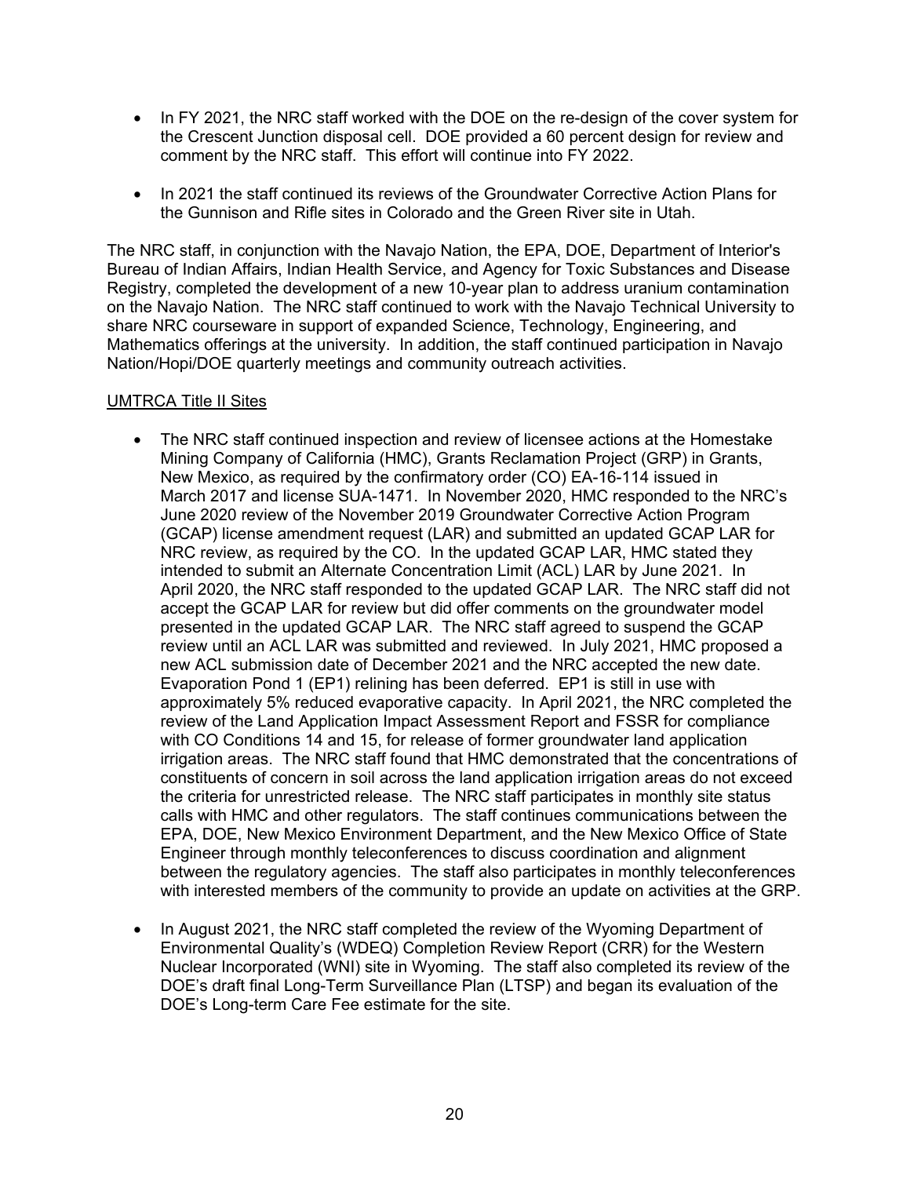- In FY 2021, the NRC staff worked with the DOE on the re-design of the cover system for the Crescent Junction disposal cell. DOE provided a 60 percent design for review and comment by the NRC staff. This effort will continue into FY 2022.

- In 2021 the staff continued its reviews of the Groundwater Corrective Action Plans for the Gunnison and Rifle sites in Colorado and the Green River site in Utah.

The NRC staff, in conjunction with the Navajo Nation, the EPA, DOE, Department of Interior's Bureau of Indian Affairs, Indian Health Service, and Agency for Toxic Substances and Disease Registry, completed the development of a new 10-year plan to address uranium contamination on the Navajo Nation. The NRC staff continued to work with the Navajo Technical University to share NRC courseware in support of expanded Science, Technology, Engineering, and Mathematics offerings at the university. In addition, the staff continued participation in Navajo Nation/Hopi/DOE quarterly meetings and community outreach activities.

<u>UMTRCA Title II Sites</u>

- The NRC staff continued inspection and review of licensee actions at the Homestake Mining Company of California (HMC), Grants Reclamation Project (GRP) in Grants, New Mexico, as required by the confirmatory order (CO) EA-16-114 issued in March 2017 and license SUA-1471. In November 2020, HMC responded to the NRC's June 2020 review of the November 2019 Groundwater Corrective Action Program (GCAP) license amendment request (LAR) and submitted an updated GCAP LAR for NRC review, as required by the CO. In the updated GCAP LAR, HMC stated they intended to submit an Alternate Concentration Limit (ACL) LAR by June 2021. In April 2020, the NRC staff responded to the updated GCAP LAR. The NRC staff did not accept the GCAP LAR for review but did offer comments on the groundwater model presented in the updated GCAP LAR. The NRC staff agreed to suspend the GCAP review until an ACL LAR was submitted and reviewed. In July 2021, HMC proposed a new ACL submission date of December 2021 and the NRC accepted the new date. Evaporation Pond 1 (EP1) relining has been deferred. EP1 is still in use with approximately 5% reduced evaporative capacity. In April 2021, the NRC completed the review of the Land Application Impact Assessment Report and FSSR for compliance with CO Conditions 14 and 15, for release of former groundwater land application irrigation areas. The NRC staff found that HMC demonstrated that the concentrations of constituents of concern in soil across the land application irrigation areas do not exceed the criteria for unrestricted release. The NRC staff participates in monthly site status calls with HMC and other regulators. The staff continues communications between the EPA, DOE, New Mexico Environment Department, and the New Mexico Office of State Engineer through monthly teleconferences to discuss coordination and alignment between the regulatory agencies. The staff also participates in monthly teleconferences with interested members of the community to provide an update on activities at the GRP.

- In August 2021, the NRC staff completed the review of the Wyoming Department of Environmental Quality's (WDEQ) Completion Review Report (CRR) for the Western Nuclear Incorporated (WNI) site in Wyoming. The staff also completed its review of the DOE's draft final Long-Term Surveillance Plan (LTSP) and began its evaluation of the DOE's Long-term Care Fee estimate for the site.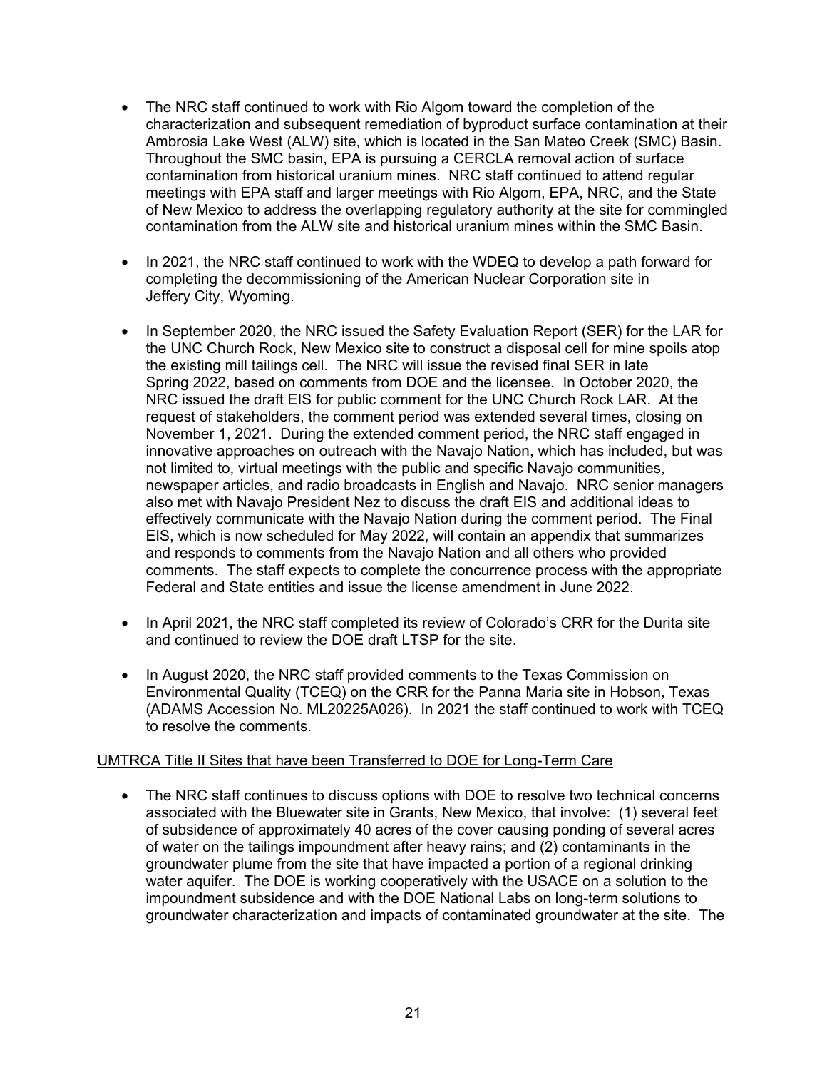- The NRC staff continued to work with Rio Algom toward the completion of the characterization and subsequent remediation of byproduct surface contamination at their Ambrosia Lake West (ALW) site, which is located in the San Mateo Creek (SMC) Basin. Throughout the SMC basin, EPA is pursuing a CERCLA removal action of surface contamination from historical uranium mines. NRC staff continued to attend regular meetings with EPA staff and larger meetings with Rio Algom, EPA, NRC, and the State of New Mexico to address the overlapping regulatory authority at the site for commingled contamination from the ALW site and historical uranium mines within the SMC Basin.

- In 2021, the NRC staff continued to work with the WDEQ to develop a path forward for completing the decommissioning of the American Nuclear Corporation site in Jeffery City, Wyoming.

- In September 2020, the NRC issued the Safety Evaluation Report (SER) for the LAR for the UNC Church Rock, New Mexico site to construct a disposal cell for mine spoils atop the existing mill tailings cell. The NRC will issue the revised final SER in late Spring 2022, based on comments from DOE and the licensee. In October 2020, the NRC issued the draft EIS for public comment for the UNC Church Rock LAR. At the request of stakeholders, the comment period was extended several times, closing on November 1, 2021. During the extended comment period, the NRC staff engaged in innovative approaches on outreach with the Navajo Nation, which has included, but was not limited to, virtual meetings with the public and specific Navajo communities, newspaper articles, and radio broadcasts in English and Navajo. NRC senior managers also met with Navajo President Nez to discuss the draft EIS and additional ideas to effectively communicate with the Navajo Nation during the comment period. The Final EIS, which is now scheduled for May 2022, will contain an appendix that summarizes and responds to comments from the Navajo Nation and all others who provided comments. The staff expects to complete the concurrence process with the appropriate Federal and State entities and issue the license amendment in June 2022.

- In April 2021, the NRC staff completed its review of Colorado's CRR for the Durita site and continued to review the DOE draft LTSP for the site.

- In August 2020, the NRC staff provided comments to the Texas Commission on Environmental Quality (TCEQ) on the CRR for the Panna Maria site in Hobson, Texas (ADAMS Accession No. ML20225A026). In 2021 the staff continued to work with TCEQ to resolve the comments.

UMTRCA Title II Sites that have been Transferred to DOE for Long-Term Care

- The NRC staff continues to discuss options with DOE to resolve two technical concerns associated with the Bluewater site in Grants, New Mexico, that involve: (1) several feet of subsidence of approximately 40 acres of the cover causing ponding of several acres of water on the tailings impoundment after heavy rains; and (2) contaminants in the groundwater plume from the site that have impacted a portion of a regional drinking water aquifer. The DOE is working cooperatively with the USACE on a solution to the impoundment subsidence and with the DOE National Labs on long-term solutions to groundwater characterization and impacts of contaminated groundwater at the site. The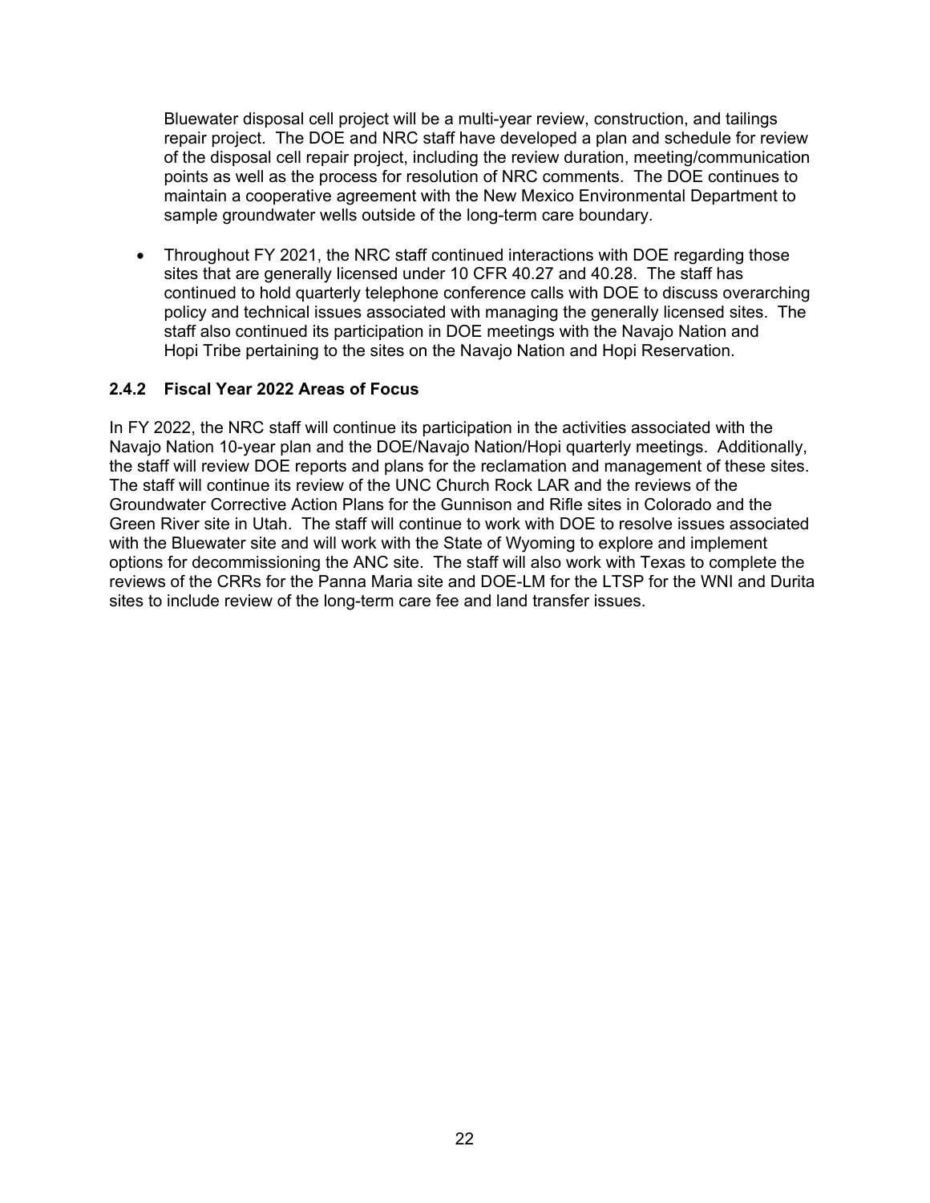Bluewater disposal cell project will be a multi-year review, construction, and tailings repair project. The DOE and NRC staff have developed a plan and schedule for review of the disposal cell repair project, including the review duration, meeting/communication points as well as the process for resolution of NRC comments. The DOE continues to maintain a cooperative agreement with the New Mexico Environmental Department to sample groundwater wells outside of the long-term care boundary.

- Throughout FY 2021, the NRC staff continued interactions with DOE regarding those sites that are generally licensed under 10 CFR 40.27 and 40.28. The staff has continued to hold quarterly telephone conference calls with DOE to discuss overarching policy and technical issues associated with managing the generally licensed sites. The staff also continued its participation in DOE meetings with the Navajo Nation and Hopi Tribe pertaining to the sites on the Navajo Nation and Hopi Reservation.

### 2.4.2 Fiscal Year 2022 Areas of Focus

In FY 2022, the NRC staff will continue its participation in the activities associated with the Navajo Nation 10-year plan and the DOE/Navajo Nation/Hopi quarterly meetings. Additionally, the staff will review DOE reports and plans for the reclamation and management of these sites. The staff will continue its review of the UNC Church Rock LAR and the reviews of the Groundwater Corrective Action Plans for the Gunnison and Rifle sites in Colorado and the Green River site in Utah. The staff will continue to work with DOE to resolve issues associated with the Bluewater site and will work with the State of Wyoming to explore and implement options for decommissioning the ANC site. The staff will also work with Texas to complete the reviews of the CRRs for the Panna Maria site and DOE-LM for the LTSP for the WNI and Durita sites to include review of the long-term care fee and land transfer issues.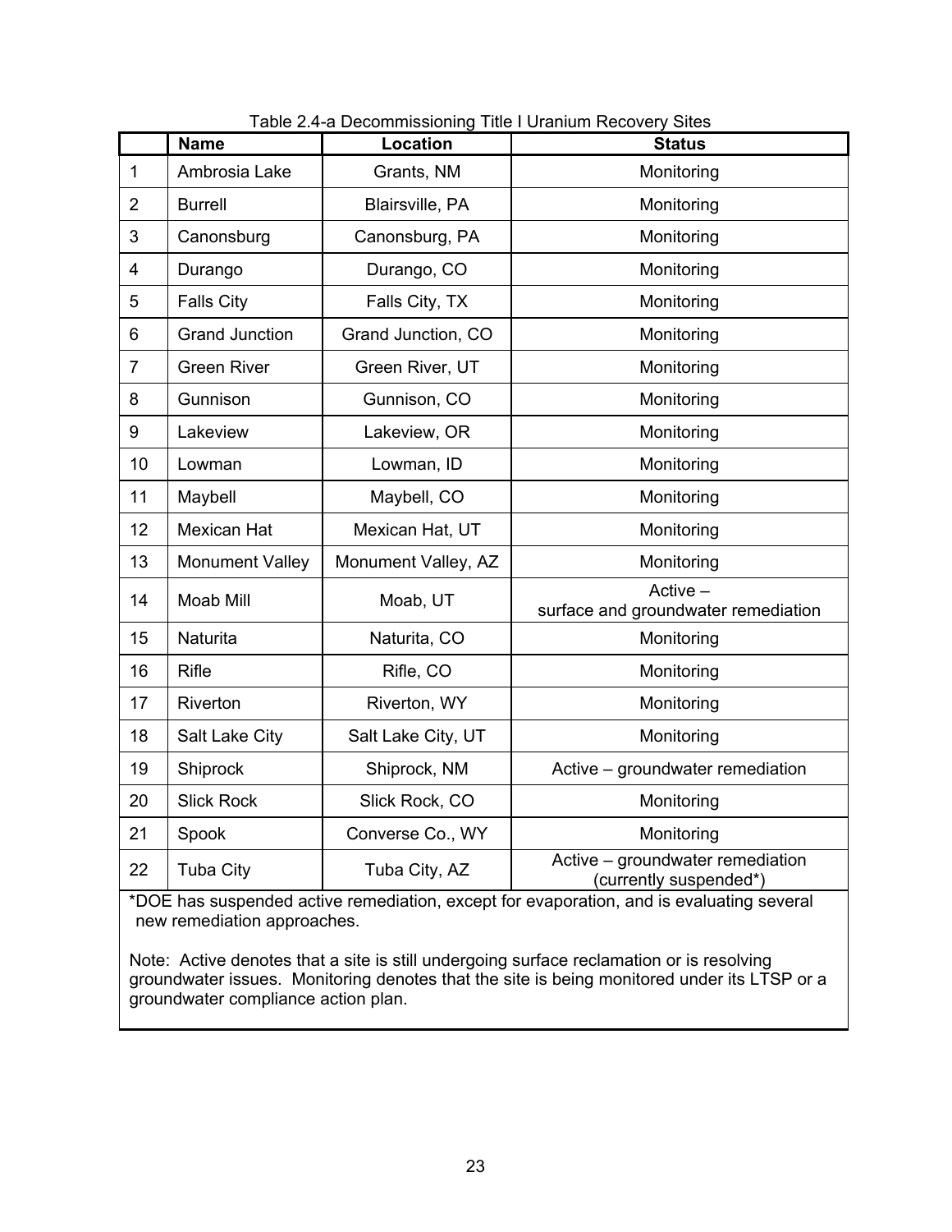Table 2.4-a Decommissioning Title I Uranium Recovery Sites

| | Name | Location | Status |
|---|---|---|---|
| 1 | Ambrosia Lake | Grants, NM | Monitoring |
| 2 | Burrell | Blairsville, PA | Monitoring |
| 3 | Canonsburg | Canonsburg, PA | Monitoring |
| 4 | Durango | Durango, CO | Monitoring |
| 5 | Falls City | Falls City, TX | Monitoring |
| 6 | Grand Junction | Grand Junction, CO | Monitoring |
| 7 | Green River | Green River, UT | Monitoring |
| 8 | Gunnison | Gunnison, CO | Monitoring |
| 9 | Lakeview | Lakeview, OR | Monitoring |
| 10 | Lowman | Lowman, ID | Monitoring |
| 11 | Maybell | Maybell, CO | Monitoring |
| 12 | Mexican Hat | Mexican Hat, UT | Monitoring |
| 13 | Monument Valley | Monument Valley, AZ | Monitoring |
| 14 | Moab Mill | Moab, UT | Active – surface and groundwater remediation |
| 15 | Naturita | Naturita, CO | Monitoring |
| 16 | Rifle | Rifle, CO | Monitoring |
| 17 | Riverton | Riverton, WY | Monitoring |
| 18 | Salt Lake City | Salt Lake City, UT | Monitoring |
| 19 | Shiprock | Shiprock, NM | Active – groundwater remediation |
| 20 | Slick Rock | Slick Rock, CO | Monitoring |
| 21 | Spook | Converse Co., WY | Monitoring |
| 22 | Tuba City | Tuba City, AZ | Active – groundwater remediation (currently suspended*) |

*DOE has suspended active remediation, except for evaporation, and is evaluating several new remediation approaches.

Note: Active denotes that a site is still undergoing surface reclamation or is resolving groundwater issues. Monitoring denotes that the site is being monitored under its LTSP or a groundwater compliance action plan.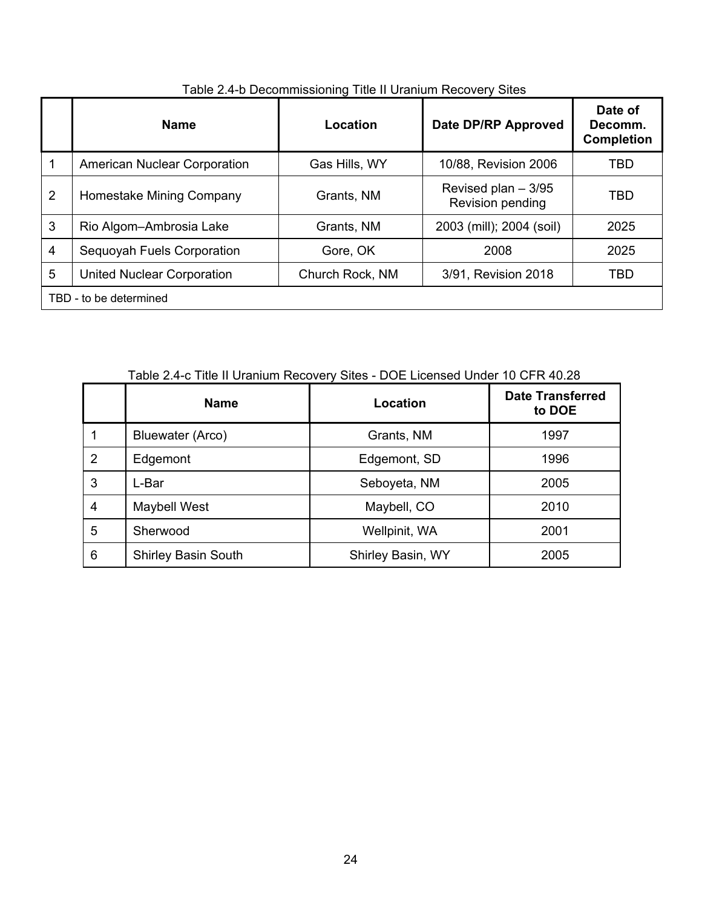Table 2.4-b Decommissioning Title II Uranium Recovery Sites

| | Name | Location | Date DP/RP Approved | Date of Decomm. Completion |
|---|---|---|---|---|
| 1 | American Nuclear Corporation | Gas Hills, WY | 10/88, Revision 2006 | TBD |
| 2 | Homestake Mining Company | Grants, NM | Revised plan – 3/95 Revision pending | TBD |
| 3 | Rio Algom–Ambrosia Lake | Grants, NM | 2003 (mill); 2004 (soil) | 2025 |
| 4 | Sequoyah Fuels Corporation | Gore, OK | 2008 | 2025 |
| 5 | United Nuclear Corporation | Church Rock, NM | 3/91, Revision 2018 | TBD |
| TBD - to be determined | | | | |

Table 2.4-c Title II Uranium Recovery Sites - DOE Licensed Under 10 CFR 40.28

| | Name | Location | Date Transferred to DOE |
|---|---|---|---|
| 1 | Bluewater (Arco) | Grants, NM | 1997 |
| 2 | Edgemont | Edgemont, SD | 1996 |
| 3 | L-Bar | Seboyeta, NM | 2005 |
| 4 | Maybell West | Maybell, CO | 2010 |
| 5 | Sherwood | Wellpinit, WA | 2001 |
| 6 | Shirley Basin South | Shirley Basin, WY | 2005 |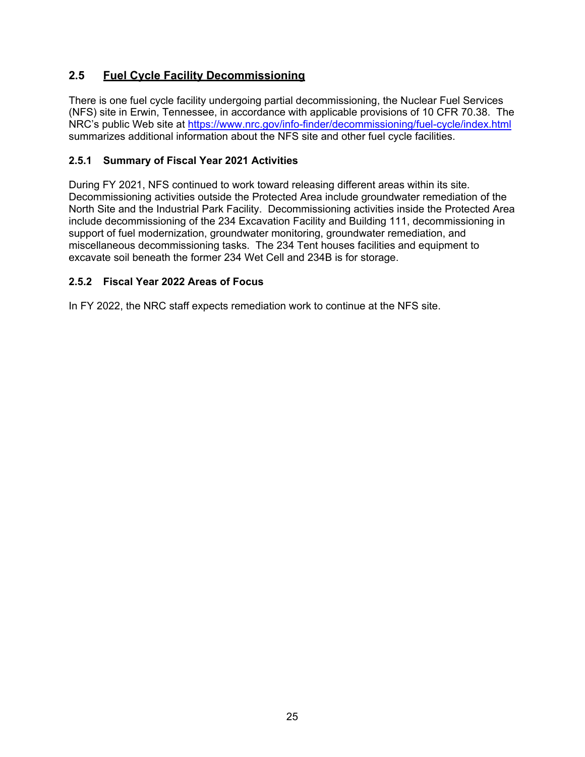## 2.5 Fuel Cycle Facility Decommissioning

There is one fuel cycle facility undergoing partial decommissioning, the Nuclear Fuel Services (NFS) site in Erwin, Tennessee, in accordance with applicable provisions of 10 CFR 70.38. The NRC's public Web site at https://www.nrc.gov/info-finder/decommissioning/fuel-cycle/index.html summarizes additional information about the NFS site and other fuel cycle facilities.

### 2.5.1 Summary of Fiscal Year 2021 Activities

During FY 2021, NFS continued to work toward releasing different areas within its site. Decommissioning activities outside the Protected Area include groundwater remediation of the North Site and the Industrial Park Facility. Decommissioning activities inside the Protected Area include decommissioning of the 234 Excavation Facility and Building 111, decommissioning in support of fuel modernization, groundwater monitoring, groundwater remediation, and miscellaneous decommissioning tasks. The 234 Tent houses facilities and equipment to excavate soil beneath the former 234 Wet Cell and 234B is for storage.

### 2.5.2 Fiscal Year 2022 Areas of Focus

In FY 2022, the NRC staff expects remediation work to continue at the NFS site.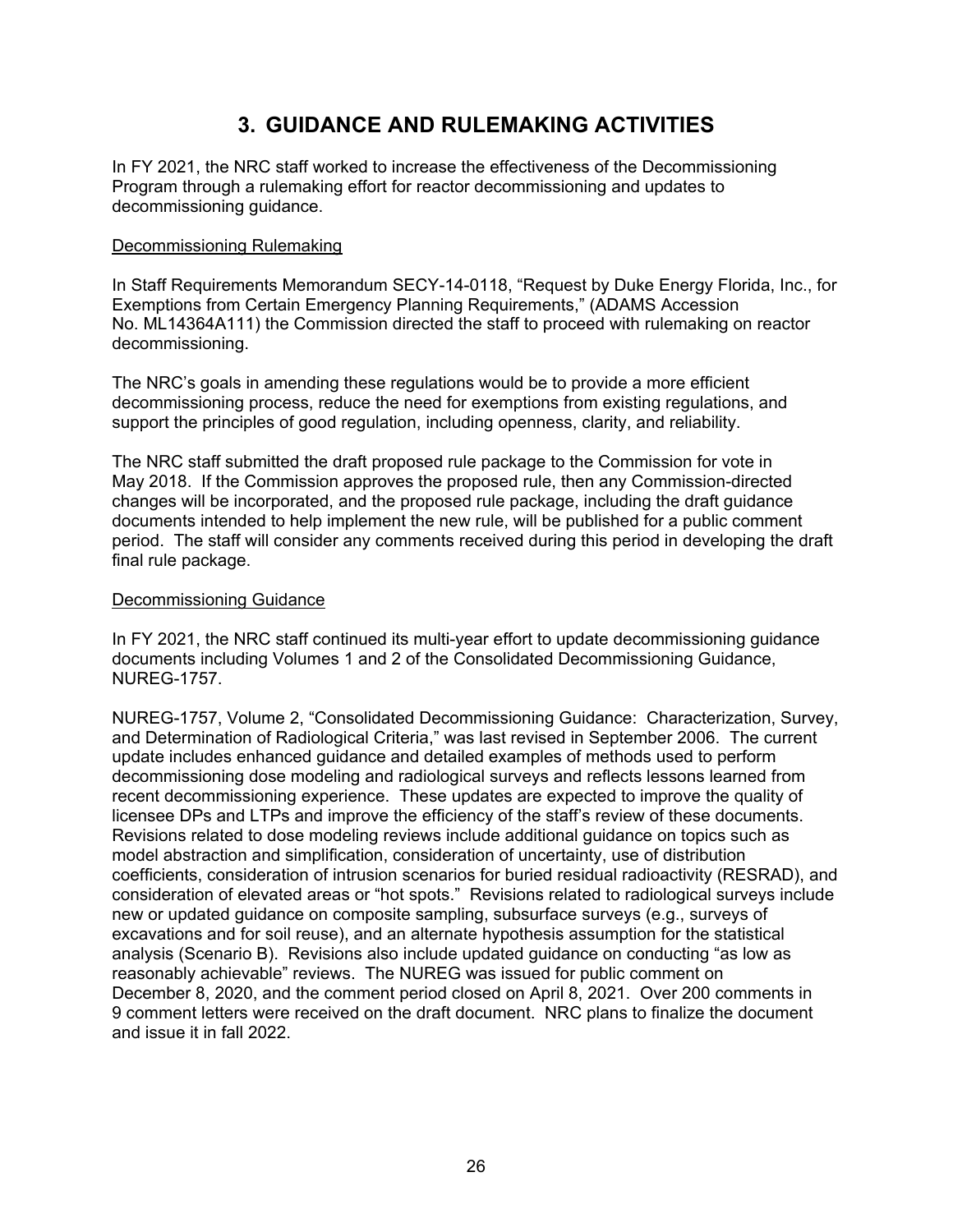# 3. GUIDANCE AND RULEMAKING ACTIVITIES

In FY 2021, the NRC staff worked to increase the effectiveness of the Decommissioning Program through a rulemaking effort for reactor decommissioning and updates to decommissioning guidance.

## Decommissioning Rulemaking

In Staff Requirements Memorandum SECY-14-0118, "Request by Duke Energy Florida, Inc., for Exemptions from Certain Emergency Planning Requirements," (ADAMS Accession No. ML14364A111) the Commission directed the staff to proceed with rulemaking on reactor decommissioning.

The NRC's goals in amending these regulations would be to provide a more efficient decommissioning process, reduce the need for exemptions from existing regulations, and support the principles of good regulation, including openness, clarity, and reliability.

The NRC staff submitted the draft proposed rule package to the Commission for vote in May 2018. If the Commission approves the proposed rule, then any Commission-directed changes will be incorporated, and the proposed rule package, including the draft guidance documents intended to help implement the new rule, will be published for a public comment period. The staff will consider any comments received during this period in developing the draft final rule package.

## Decommissioning Guidance

In FY 2021, the NRC staff continued its multi-year effort to update decommissioning guidance documents including Volumes 1 and 2 of the Consolidated Decommissioning Guidance, NUREG-1757.

NUREG-1757, Volume 2, "Consolidated Decommissioning Guidance: Characterization, Survey, and Determination of Radiological Criteria," was last revised in September 2006. The current update includes enhanced guidance and detailed examples of methods used to perform decommissioning dose modeling and radiological surveys and reflects lessons learned from recent decommissioning experience. These updates are expected to improve the quality of licensee DPs and LTPs and improve the efficiency of the staff's review of these documents. Revisions related to dose modeling reviews include additional guidance on topics such as model abstraction and simplification, consideration of uncertainty, use of distribution coefficients, consideration of intrusion scenarios for buried residual radioactivity (RESRAD), and consideration of elevated areas or "hot spots." Revisions related to radiological surveys include new or updated guidance on composite sampling, subsurface surveys (e.g., surveys of excavations and for soil reuse), and an alternate hypothesis assumption for the statistical analysis (Scenario B). Revisions also include updated guidance on conducting "as low as reasonably achievable" reviews. The NUREG was issued for public comment on December 8, 2020, and the comment period closed on April 8, 2021. Over 200 comments in 9 comment letters were received on the draft document. NRC plans to finalize the document and issue it in fall 2022.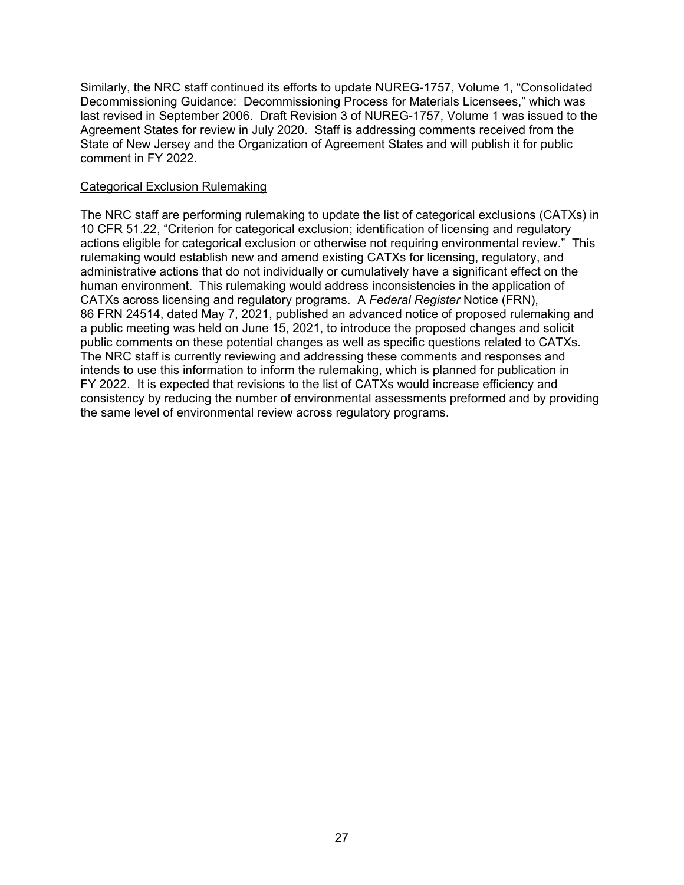Similarly, the NRC staff continued its efforts to update NUREG-1757, Volume 1, "Consolidated Decommissioning Guidance: Decommissioning Process for Materials Licensees," which was last revised in September 2006. Draft Revision 3 of NUREG-1757, Volume 1 was issued to the Agreement States for review in July 2020. Staff is addressing comments received from the State of New Jersey and the Organization of Agreement States and will publish it for public comment in FY 2022.

Categorical Exclusion Rulemaking

The NRC staff are performing rulemaking to update the list of categorical exclusions (CATXs) in 10 CFR 51.22, "Criterion for categorical exclusion; identification of licensing and regulatory actions eligible for categorical exclusion or otherwise not requiring environmental review." This rulemaking would establish new and amend existing CATXs for licensing, regulatory, and administrative actions that do not individually or cumulatively have a significant effect on the human environment. This rulemaking would address inconsistencies in the application of CATXs across licensing and regulatory programs. A *Federal Register* Notice (FRN), 86 FRN 24514, dated May 7, 2021, published an advanced notice of proposed rulemaking and a public meeting was held on June 15, 2021, to introduce the proposed changes and solicit public comments on these potential changes as well as specific questions related to CATXs. The NRC staff is currently reviewing and addressing these comments and responses and intends to use this information to inform the rulemaking, which is planned for publication in FY 2022. It is expected that revisions to the list of CATXs would increase efficiency and consistency by reducing the number of environmental assessments preformed and by providing the same level of environmental review across regulatory programs.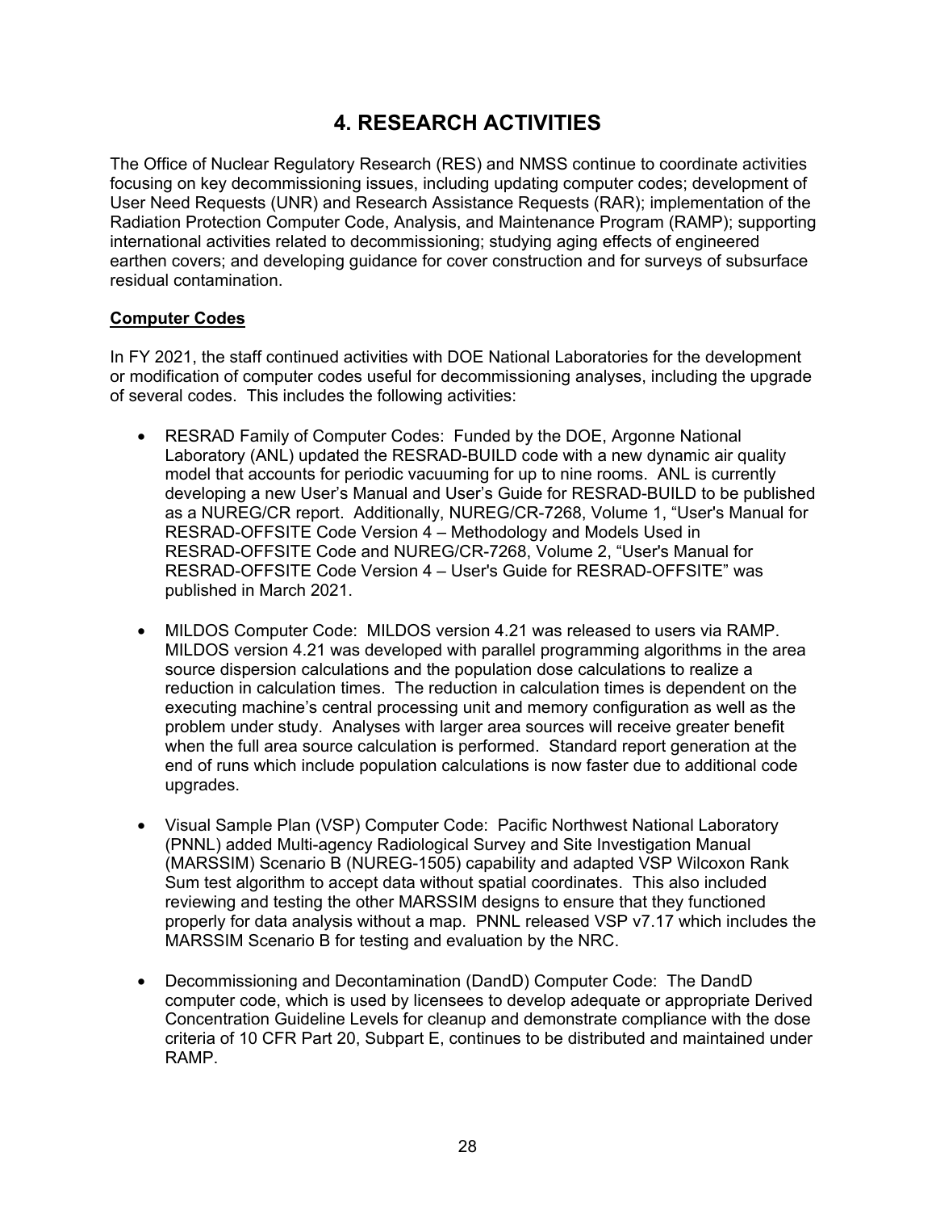# 4. RESEARCH ACTIVITIES

The Office of Nuclear Regulatory Research (RES) and NMSS continue to coordinate activities focusing on key decommissioning issues, including updating computer codes; development of User Need Requests (UNR) and Research Assistance Requests (RAR); implementation of the Radiation Protection Computer Code, Analysis, and Maintenance Program (RAMP); supporting international activities related to decommissioning; studying aging effects of engineered earthen covers; and developing guidance for cover construction and for surveys of subsurface residual contamination.

**Computer Codes**

In FY 2021, the staff continued activities with DOE National Laboratories for the development or modification of computer codes useful for decommissioning analyses, including the upgrade of several codes. This includes the following activities:

- RESRAD Family of Computer Codes: Funded by the DOE, Argonne National Laboratory (ANL) updated the RESRAD-BUILD code with a new dynamic air quality model that accounts for periodic vacuuming for up to nine rooms. ANL is currently developing a new User's Manual and User's Guide for RESRAD-BUILD to be published as a NUREG/CR report. Additionally, NUREG/CR-7268, Volume 1, "User's Manual for RESRAD-OFFSITE Code Version 4 – Methodology and Models Used in RESRAD-OFFSITE Code and NUREG/CR-7268, Volume 2, "User's Manual for RESRAD-OFFSITE Code Version 4 – User's Guide for RESRAD-OFFSITE" was published in March 2021.

- MILDOS Computer Code: MILDOS version 4.21 was released to users via RAMP. MILDOS version 4.21 was developed with parallel programming algorithms in the area source dispersion calculations and the population dose calculations to realize a reduction in calculation times. The reduction in calculation times is dependent on the executing machine's central processing unit and memory configuration as well as the problem under study. Analyses with larger area sources will receive greater benefit when the full area source calculation is performed. Standard report generation at the end of runs which include population calculations is now faster due to additional code upgrades.

- Visual Sample Plan (VSP) Computer Code: Pacific Northwest National Laboratory (PNNL) added Multi-agency Radiological Survey and Site Investigation Manual (MARSSIM) Scenario B (NUREG-1505) capability and adapted VSP Wilcoxon Rank Sum test algorithm to accept data without spatial coordinates. This also included reviewing and testing the other MARSSIM designs to ensure that they functioned properly for data analysis without a map. PNNL released VSP v7.17 which includes the MARSSIM Scenario B for testing and evaluation by the NRC.

- Decommissioning and Decontamination (DandD) Computer Code: The DandD computer code, which is used by licensees to develop adequate or appropriate Derived Concentration Guideline Levels for cleanup and demonstrate compliance with the dose criteria of 10 CFR Part 20, Subpart E, continues to be distributed and maintained under RAMP.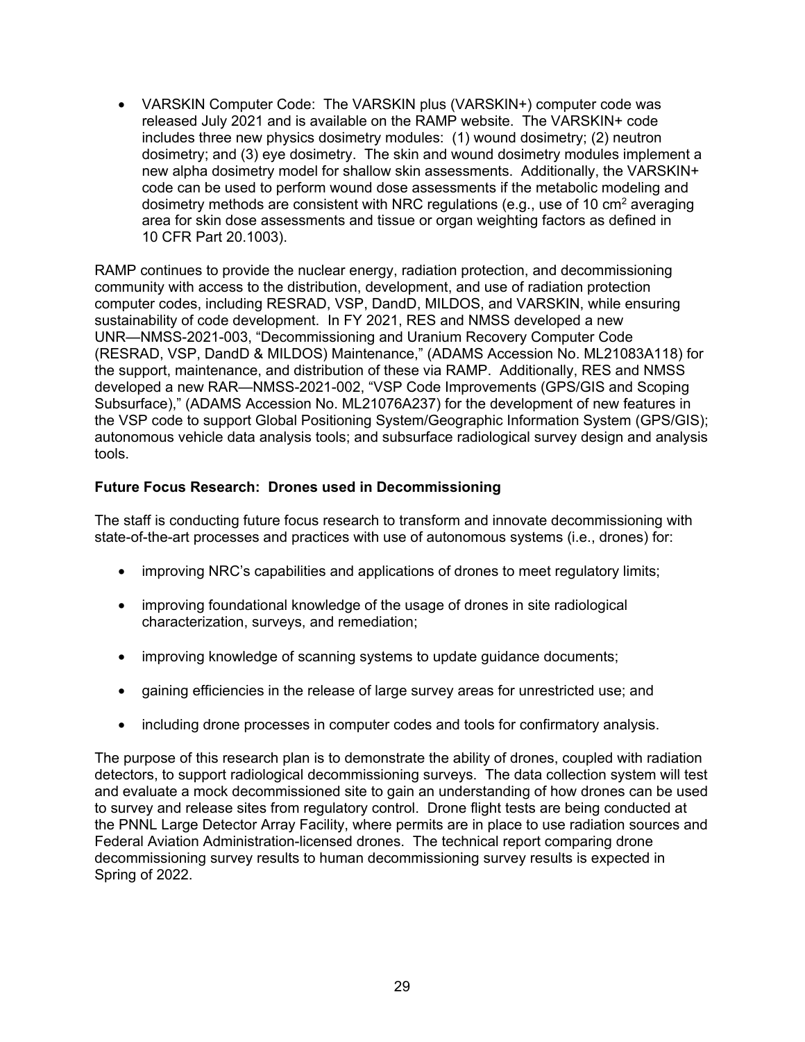- VARSKIN Computer Code: The VARSKIN plus (VARSKIN+) computer code was released July 2021 and is available on the RAMP website. The VARSKIN+ code includes three new physics dosimetry modules: (1) wound dosimetry; (2) neutron dosimetry; and (3) eye dosimetry. The skin and wound dosimetry modules implement a new alpha dosimetry model for shallow skin assessments. Additionally, the VARSKIN+ code can be used to perform wound dose assessments if the metabolic modeling and dosimetry methods are consistent with NRC regulations (e.g., use of 10 $cm^2$ averaging area for skin dose assessments and tissue or organ weighting factors as defined in 10 CFR Part 20.1003).

RAMP continues to provide the nuclear energy, radiation protection, and decommissioning community with access to the distribution, development, and use of radiation protection computer codes, including RESRAD, VSP, DandD, MILDOS, and VARSKIN, while ensuring sustainability of code development. In FY 2021, RES and NMSS developed a new UNR—NMSS-2021-003, "Decommissioning and Uranium Recovery Computer Code (RESRAD, VSP, DandD & MILDOS) Maintenance," (ADAMS Accession No. ML21083A118) for the support, maintenance, and distribution of these via RAMP. Additionally, RES and NMSS developed a new RAR—NMSS-2021-002, "VSP Code Improvements (GPS/GIS and Scoping Subsurface)," (ADAMS Accession No. ML21076A237) for the development of new features in the VSP code to support Global Positioning System/Geographic Information System (GPS/GIS); autonomous vehicle data analysis tools; and subsurface radiological survey design and analysis tools.

**Future Focus Research: Drones used in Decommissioning**

The staff is conducting future focus research to transform and innovate decommissioning with state-of-the-art processes and practices with use of autonomous systems (i.e., drones) for:

- improving NRC's capabilities and applications of drones to meet regulatory limits;
- improving foundational knowledge of the usage of drones in site radiological characterization, surveys, and remediation;
- improving knowledge of scanning systems to update guidance documents;
- gaining efficiencies in the release of large survey areas for unrestricted use; and
- including drone processes in computer codes and tools for confirmatory analysis.

The purpose of this research plan is to demonstrate the ability of drones, coupled with radiation detectors, to support radiological decommissioning surveys. The data collection system will test and evaluate a mock decommissioned site to gain an understanding of how drones can be used to survey and release sites from regulatory control. Drone flight tests are being conducted at the PNNL Large Detector Array Facility, where permits are in place to use radiation sources and Federal Aviation Administration-licensed drones. The technical report comparing drone decommissioning survey results to human decommissioning survey results is expected in Spring of 2022.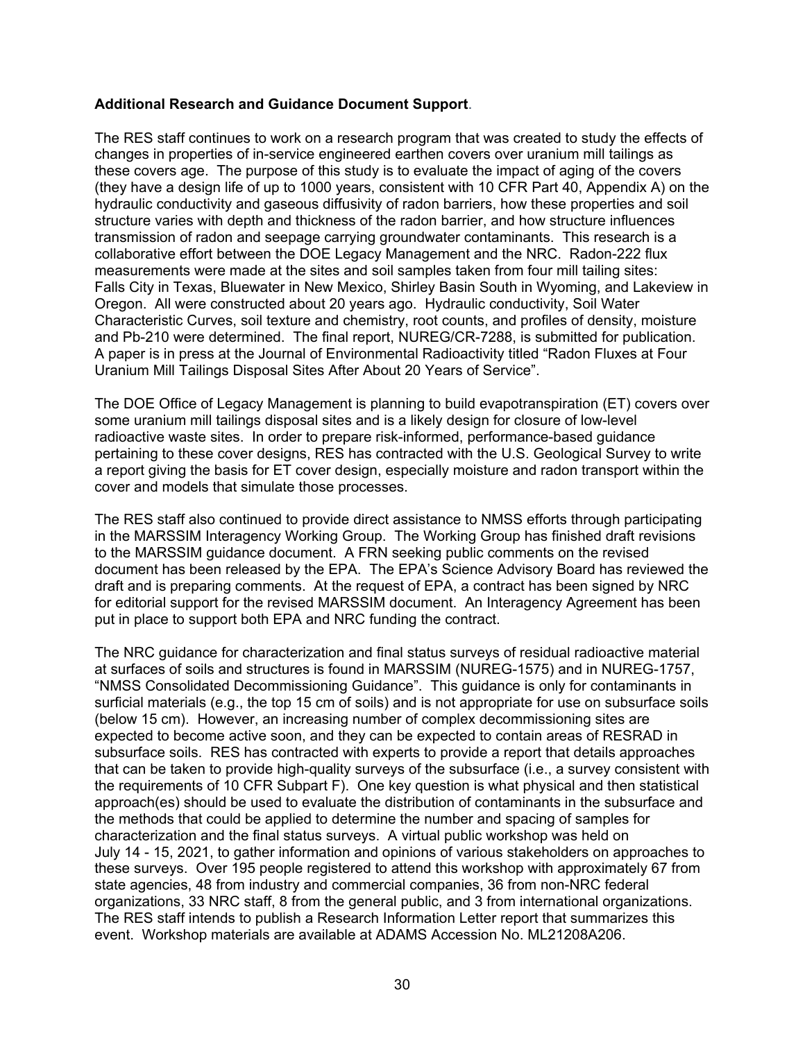**Additional Research and Guidance Document Support**.

The RES staff continues to work on a research program that was created to study the effects of changes in properties of in-service engineered earthen covers over uranium mill tailings as these covers age. The purpose of this study is to evaluate the impact of aging of the covers (they have a design life of up to 1000 years, consistent with 10 CFR Part 40, Appendix A) on the hydraulic conductivity and gaseous diffusivity of radon barriers, how these properties and soil structure varies with depth and thickness of the radon barrier, and how structure influences transmission of radon and seepage carrying groundwater contaminants. This research is a collaborative effort between the DOE Legacy Management and the NRC. Radon-222 flux measurements were made at the sites and soil samples taken from four mill tailing sites: Falls City in Texas, Bluewater in New Mexico, Shirley Basin South in Wyoming, and Lakeview in Oregon. All were constructed about 20 years ago. Hydraulic conductivity, Soil Water Characteristic Curves, soil texture and chemistry, root counts, and profiles of density, moisture and Pb-210 were determined. The final report, NUREG/CR-7288, is submitted for publication. A paper is in press at the Journal of Environmental Radioactivity titled "Radon Fluxes at Four Uranium Mill Tailings Disposal Sites After About 20 Years of Service".

The DOE Office of Legacy Management is planning to build evapotranspiration (ET) covers over some uranium mill tailings disposal sites and is a likely design for closure of low-level radioactive waste sites. In order to prepare risk-informed, performance-based guidance pertaining to these cover designs, RES has contracted with the U.S. Geological Survey to write a report giving the basis for ET cover design, especially moisture and radon transport within the cover and models that simulate those processes.

The RES staff also continued to provide direct assistance to NMSS efforts through participating in the MARSSIM Interagency Working Group. The Working Group has finished draft revisions to the MARSSIM guidance document. A FRN seeking public comments on the revised document has been released by the EPA. The EPA's Science Advisory Board has reviewed the draft and is preparing comments. At the request of EPA, a contract has been signed by NRC for editorial support for the revised MARSSIM document. An Interagency Agreement has been put in place to support both EPA and NRC funding the contract.

The NRC guidance for characterization and final status surveys of residual radioactive material at surfaces of soils and structures is found in MARSSIM (NUREG-1575) and in NUREG-1757, "NMSS Consolidated Decommissioning Guidance". This guidance is only for contaminants in surficial materials (e.g., the top 15 cm of soils) and is not appropriate for use on subsurface soils (below 15 cm). However, an increasing number of complex decommissioning sites are expected to become active soon, and they can be expected to contain areas of RESRAD in subsurface soils. RES has contracted with experts to provide a report that details approaches that can be taken to provide high-quality surveys of the subsurface (i.e., a survey consistent with the requirements of 10 CFR Subpart F). One key question is what physical and then statistical approach(es) should be used to evaluate the distribution of contaminants in the subsurface and the methods that could be applied to determine the number and spacing of samples for characterization and the final status surveys. A virtual public workshop was held on July 14 - 15, 2021, to gather information and opinions of various stakeholders on approaches to these surveys. Over 195 people registered to attend this workshop with approximately 67 from state agencies, 48 from industry and commercial companies, 36 from non-NRC federal organizations, 33 NRC staff, 8 from the general public, and 3 from international organizations. The RES staff intends to publish a Research Information Letter report that summarizes this event. Workshop materials are available at ADAMS Accession No. ML21208A206.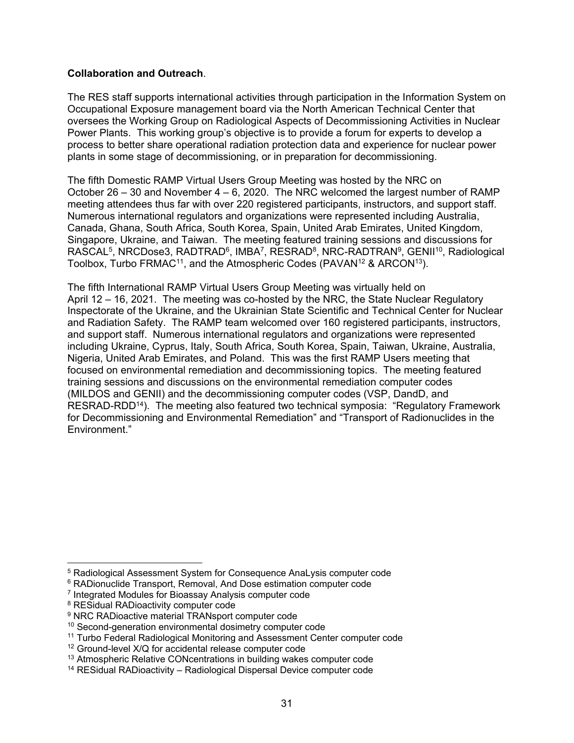**Collaboration and Outreach**.

The RES staff supports international activities through participation in the Information System on Occupational Exposure management board via the North American Technical Center that oversees the Working Group on Radiological Aspects of Decommissioning Activities in Nuclear Power Plants. This working group's objective is to provide a forum for experts to develop a process to better share operational radiation protection data and experience for nuclear power plants in some stage of decommissioning, or in preparation for decommissioning.

The fifth Domestic RAMP Virtual Users Group Meeting was hosted by the NRC on October 26 – 30 and November 4 – 6, 2020. The NRC welcomed the largest number of RAMP meeting attendees thus far with over 220 registered participants, instructors, and support staff. Numerous international regulators and organizations were represented including Australia, Canada, Ghana, South Africa, South Korea, Spain, United Arab Emirates, United Kingdom, Singapore, Ukraine, and Taiwan. The meeting featured training sessions and discussions for RASCAL[5], NRCDose3, RADTRAD[6], IMBA[7], RESRAD[8], NRC-RADTRAN[9], GENII[10], Radiological Toolbox, Turbo FRMAC[11], and the Atmospheric Codes (PAVAN[12] & ARCON[13]).

The fifth International RAMP Virtual Users Group Meeting was virtually held on April 12 – 16, 2021. The meeting was co-hosted by the NRC, the State Nuclear Regulatory Inspectorate of the Ukraine, and the Ukrainian State Scientific and Technical Center for Nuclear and Radiation Safety. The RAMP team welcomed over 160 registered participants, instructors, and support staff. Numerous international regulators and organizations were represented including Ukraine, Cyprus, Italy, South Africa, South Korea, Spain, Taiwan, Ukraine, Australia, Nigeria, United Arab Emirates, and Poland. This was the first RAMP Users meeting that focused on environmental remediation and decommissioning topics. The meeting featured training sessions and discussions on the environmental remediation computer codes (MILDOS and GENII) and the decommissioning computer codes (VSP, DandD, and RESRAD-RDD[14]). The meeting also featured two technical symposia: "Regulatory Framework for Decommissioning and Environmental Remediation" and "Transport of Radionuclides in the Environment."

---

[5] Radiological Assessment System for Consequence AnaLysis computer code

[6] RADionuclide Transport, Removal, And Dose estimation computer code

[7] Integrated Modules for Bioassay Analysis computer code

[8] RESidual RADioactivity computer code

[9] NRC RADioactive material TRANsport computer code

[10] Second-generation environmental dosimetry computer code

[11] Turbo Federal Radiological Monitoring and Assessment Center computer code

[12] Ground-level X/Q for accidental release computer code

[13] Atmospheric Relative CONcentrations in building wakes computer code

[14] RESidual RADioactivity – Radiological Dispersal Device computer code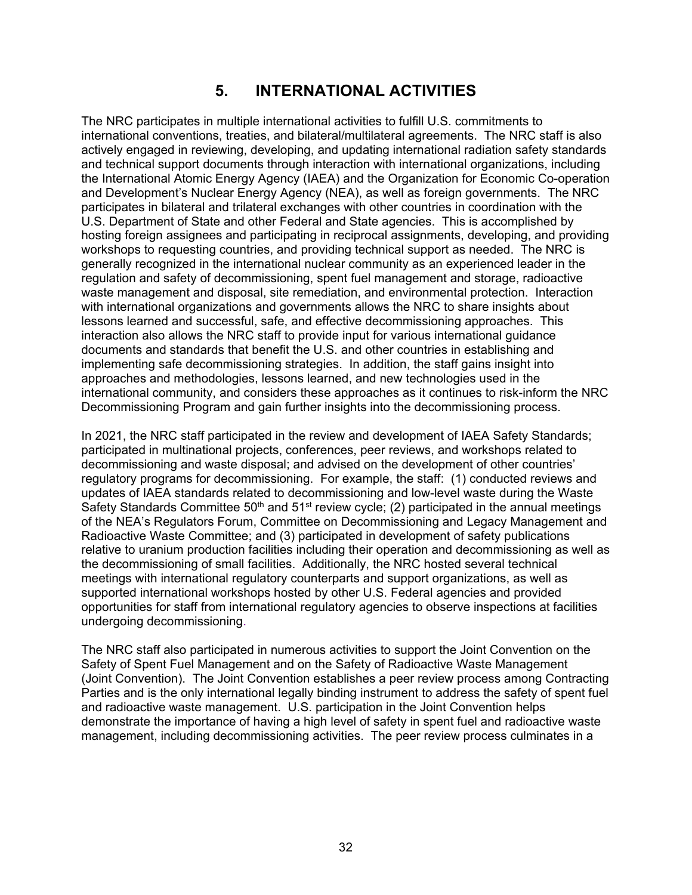# 5. INTERNATIONAL ACTIVITIES

The NRC participates in multiple international activities to fulfill U.S. commitments to international conventions, treaties, and bilateral/multilateral agreements. The NRC staff is also actively engaged in reviewing, developing, and updating international radiation safety standards and technical support documents through interaction with international organizations, including the International Atomic Energy Agency (IAEA) and the Organization for Economic Co-operation and Development's Nuclear Energy Agency (NEA), as well as foreign governments. The NRC participates in bilateral and trilateral exchanges with other countries in coordination with the U.S. Department of State and other Federal and State agencies. This is accomplished by hosting foreign assignees and participating in reciprocal assignments, developing, and providing workshops to requesting countries, and providing technical support as needed. The NRC is generally recognized in the international nuclear community as an experienced leader in the regulation and safety of decommissioning, spent fuel management and storage, radioactive waste management and disposal, site remediation, and environmental protection. Interaction with international organizations and governments allows the NRC to share insights about lessons learned and successful, safe, and effective decommissioning approaches. This interaction also allows the NRC staff to provide input for various international guidance documents and standards that benefit the U.S. and other countries in establishing and implementing safe decommissioning strategies. In addition, the staff gains insight into approaches and methodologies, lessons learned, and new technologies used in the international community, and considers these approaches as it continues to risk-inform the NRC Decommissioning Program and gain further insights into the decommissioning process.

In 2021, the NRC staff participated in the review and development of IAEA Safety Standards; participated in multinational projects, conferences, peer reviews, and workshops related to decommissioning and waste disposal; and advised on the development of other countries' regulatory programs for decommissioning. For example, the staff: (1) conducted reviews and updates of IAEA standards related to decommissioning and low-level waste during the Waste Safety Standards Committee 50th and 51st review cycle; (2) participated in the annual meetings of the NEA's Regulators Forum, Committee on Decommissioning and Legacy Management and Radioactive Waste Committee; and (3) participated in development of safety publications relative to uranium production facilities including their operation and decommissioning as well as the decommissioning of small facilities. Additionally, the NRC hosted several technical meetings with international regulatory counterparts and support organizations, as well as supported international workshops hosted by other U.S. Federal agencies and provided opportunities for staff from international regulatory agencies to observe inspections at facilities undergoing decommissioning.

The NRC staff also participated in numerous activities to support the Joint Convention on the Safety of Spent Fuel Management and on the Safety of Radioactive Waste Management (Joint Convention). The Joint Convention establishes a peer review process among Contracting Parties and is the only international legally binding instrument to address the safety of spent fuel and radioactive waste management. U.S. participation in the Joint Convention helps demonstrate the importance of having a high level of safety in spent fuel and radioactive waste management, including decommissioning activities. The peer review process culminates in a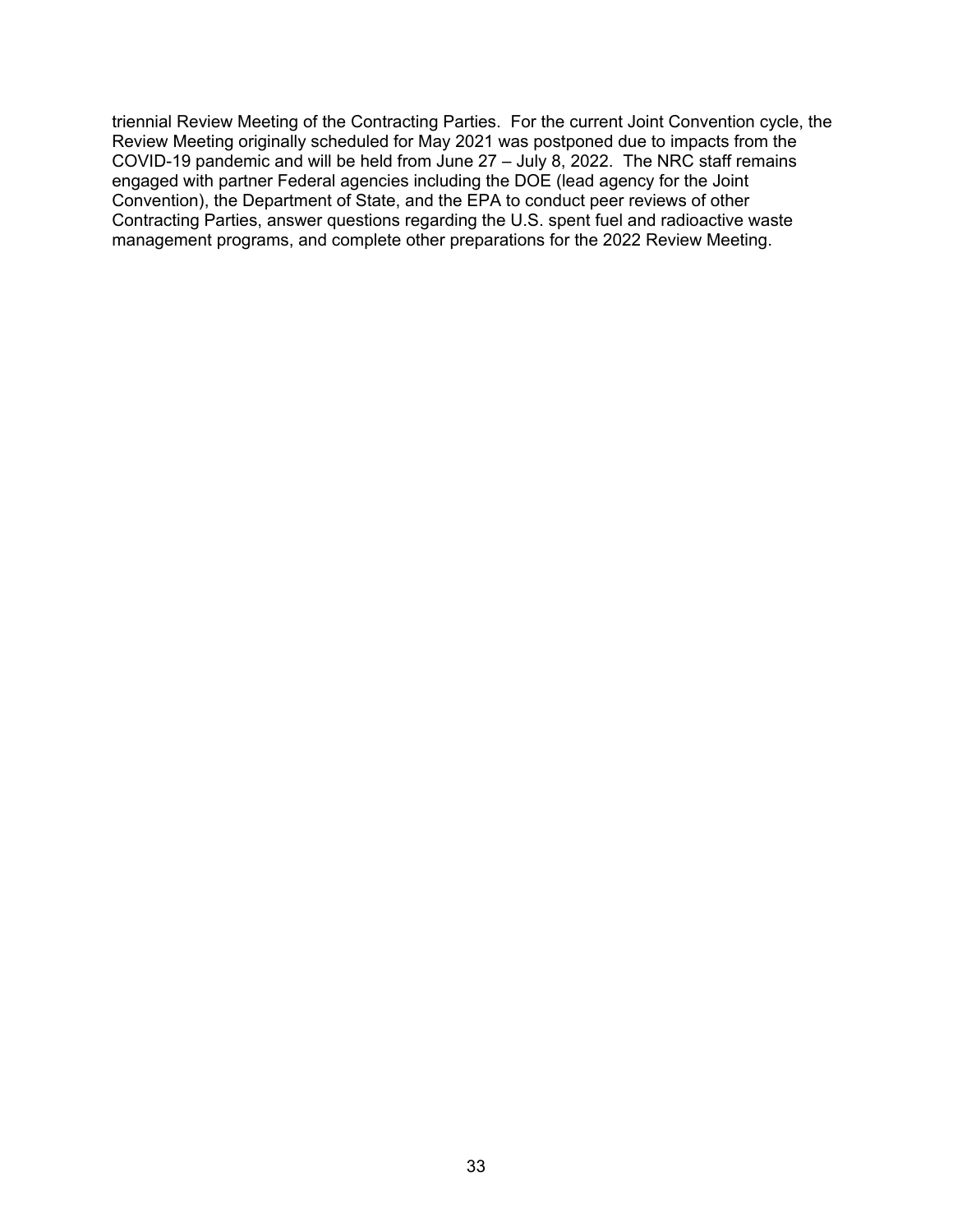triennial Review Meeting of the Contracting Parties. For the current Joint Convention cycle, the Review Meeting originally scheduled for May 2021 was postponed due to impacts from the COVID-19 pandemic and will be held from June 27 – July 8, 2022. The NRC staff remains engaged with partner Federal agencies including the DOE (lead agency for the Joint Convention), the Department of State, and the EPA to conduct peer reviews of other Contracting Parties, answer questions regarding the U.S. spent fuel and radioactive waste management programs, and complete other preparations for the 2022 Review Meeting.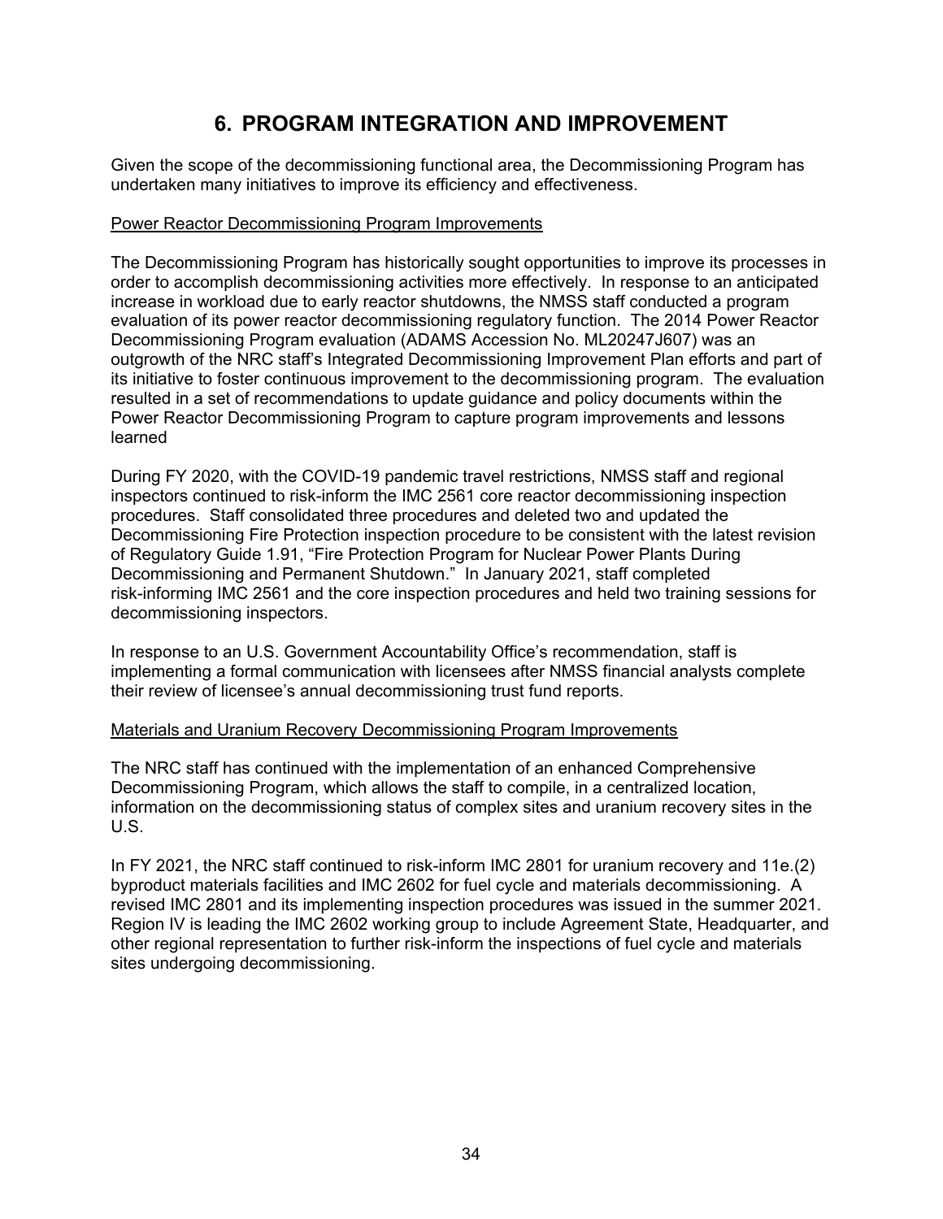# 6. PROGRAM INTEGRATION AND IMPROVEMENT

Given the scope of the decommissioning functional area, the Decommissioning Program has undertaken many initiatives to improve its efficiency and effectiveness.

## Power Reactor Decommissioning Program Improvements

The Decommissioning Program has historically sought opportunities to improve its processes in order to accomplish decommissioning activities more effectively. In response to an anticipated increase in workload due to early reactor shutdowns, the NMSS staff conducted a program evaluation of its power reactor decommissioning regulatory function. The 2014 Power Reactor Decommissioning Program evaluation (ADAMS Accession No. ML20247J607) was an outgrowth of the NRC staff's Integrated Decommissioning Improvement Plan efforts and part of its initiative to foster continuous improvement to the decommissioning program. The evaluation resulted in a set of recommendations to update guidance and policy documents within the Power Reactor Decommissioning Program to capture program improvements and lessons learned

During FY 2020, with the COVID-19 pandemic travel restrictions, NMSS staff and regional inspectors continued to risk-inform the IMC 2561 core reactor decommissioning inspection procedures. Staff consolidated three procedures and deleted two and updated the Decommissioning Fire Protection inspection procedure to be consistent with the latest revision of Regulatory Guide 1.91, "Fire Protection Program for Nuclear Power Plants During Decommissioning and Permanent Shutdown." In January 2021, staff completed risk-informing IMC 2561 and the core inspection procedures and held two training sessions for decommissioning inspectors.

In response to an U.S. Government Accountability Office's recommendation, staff is implementing a formal communication with licensees after NMSS financial analysts complete their review of licensee's annual decommissioning trust fund reports.

## Materials and Uranium Recovery Decommissioning Program Improvements

The NRC staff has continued with the implementation of an enhanced Comprehensive Decommissioning Program, which allows the staff to compile, in a centralized location, information on the decommissioning status of complex sites and uranium recovery sites in the U.S.

In FY 2021, the NRC staff continued to risk-inform IMC 2801 for uranium recovery and 11e.(2) byproduct materials facilities and IMC 2602 for fuel cycle and materials decommissioning. A revised IMC 2801 and its implementing inspection procedures was issued in the summer 2021. Region IV is leading the IMC 2602 working group to include Agreement State, Headquarter, and other regional representation to further risk-inform the inspections of fuel cycle and materials sites undergoing decommissioning.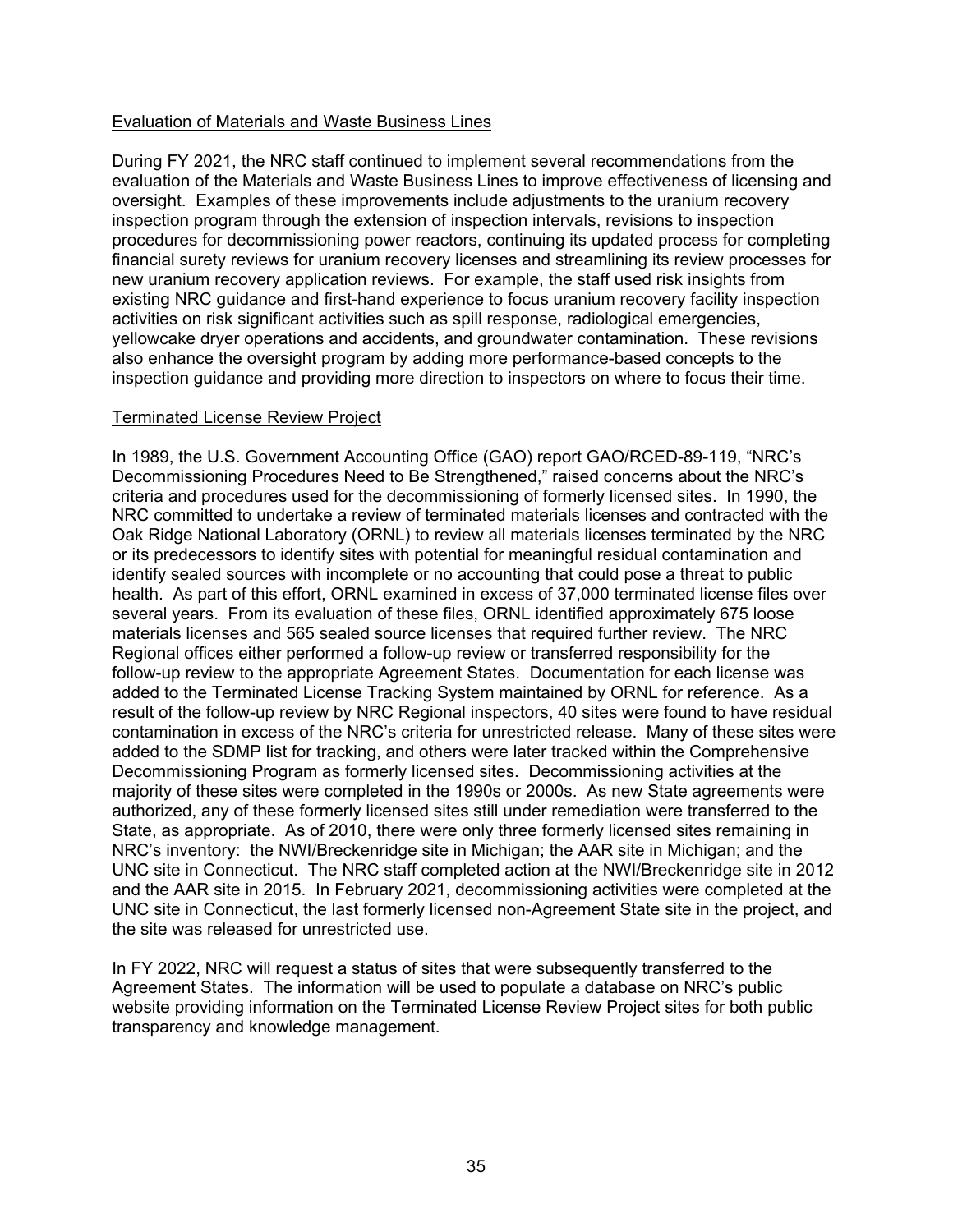## Evaluation of Materials and Waste Business Lines

During FY 2021, the NRC staff continued to implement several recommendations from the evaluation of the Materials and Waste Business Lines to improve effectiveness of licensing and oversight. Examples of these improvements include adjustments to the uranium recovery inspection program through the extension of inspection intervals, revisions to inspection procedures for decommissioning power reactors, continuing its updated process for completing financial surety reviews for uranium recovery licenses and streamlining its review processes for new uranium recovery application reviews. For example, the staff used risk insights from existing NRC guidance and first-hand experience to focus uranium recovery facility inspection activities on risk significant activities such as spill response, radiological emergencies, yellowcake dryer operations and accidents, and groundwater contamination. These revisions also enhance the oversight program by adding more performance-based concepts to the inspection guidance and providing more direction to inspectors on where to focus their time.

## Terminated License Review Project

In 1989, the U.S. Government Accounting Office (GAO) report GAO/RCED-89-119, "NRC's Decommissioning Procedures Need to Be Strengthened," raised concerns about the NRC's criteria and procedures used for the decommissioning of formerly licensed sites. In 1990, the NRC committed to undertake a review of terminated materials licenses and contracted with the Oak Ridge National Laboratory (ORNL) to review all materials licenses terminated by the NRC or its predecessors to identify sites with potential for meaningful residual contamination and identify sealed sources with incomplete or no accounting that could pose a threat to public health. As part of this effort, ORNL examined in excess of 37,000 terminated license files over several years. From its evaluation of these files, ORNL identified approximately 675 loose materials licenses and 565 sealed source licenses that required further review. The NRC Regional offices either performed a follow-up review or transferred responsibility for the follow-up review to the appropriate Agreement States. Documentation for each license was added to the Terminated License Tracking System maintained by ORNL for reference. As a result of the follow-up review by NRC Regional inspectors, 40 sites were found to have residual contamination in excess of the NRC's criteria for unrestricted release. Many of these sites were added to the SDMP list for tracking, and others were later tracked within the Comprehensive Decommissioning Program as formerly licensed sites. Decommissioning activities at the majority of these sites were completed in the 1990s or 2000s. As new State agreements were authorized, any of these formerly licensed sites still under remediation were transferred to the State, as appropriate. As of 2010, there were only three formerly licensed sites remaining in NRC's inventory: the NWI/Breckenridge site in Michigan; the AAR site in Michigan; and the UNC site in Connecticut. The NRC staff completed action at the NWI/Breckenridge site in 2012 and the AAR site in 2015. In February 2021, decommissioning activities were completed at the UNC site in Connecticut, the last formerly licensed non-Agreement State site in the project, and the site was released for unrestricted use.

In FY 2022, NRC will request a status of sites that were subsequently transferred to the Agreement States. The information will be used to populate a database on NRC's public website providing information on the Terminated License Review Project sites for both public transparency and knowledge management.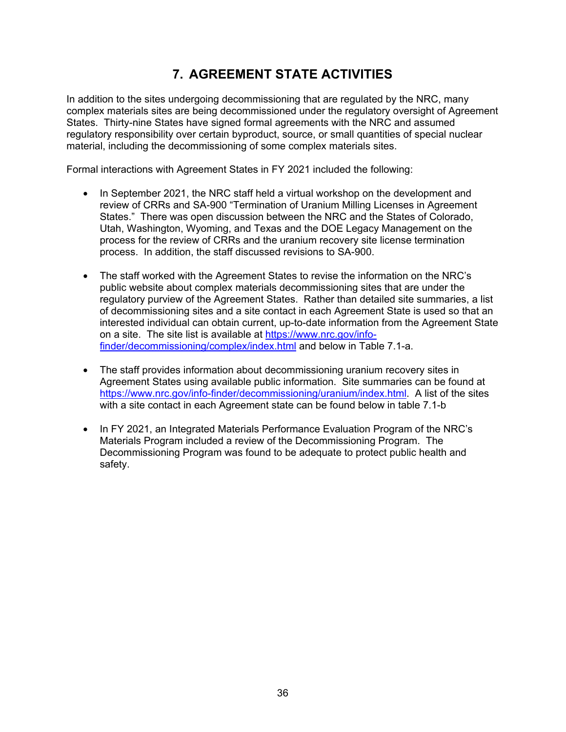# 7. AGREEMENT STATE ACTIVITIES

In addition to the sites undergoing decommissioning that are regulated by the NRC, many complex materials sites are being decommissioned under the regulatory oversight of Agreement States. Thirty-nine States have signed formal agreements with the NRC and assumed regulatory responsibility over certain byproduct, source, or small quantities of special nuclear material, including the decommissioning of some complex materials sites.

Formal interactions with Agreement States in FY 2021 included the following:

- In September 2021, the NRC staff held a virtual workshop on the development and review of CRRs and SA-900 "Termination of Uranium Milling Licenses in Agreement States." There was open discussion between the NRC and the States of Colorado, Utah, Washington, Wyoming, and Texas and the DOE Legacy Management on the process for the review of CRRs and the uranium recovery site license termination process. In addition, the staff discussed revisions to SA-900.

- The staff worked with the Agreement States to revise the information on the NRC's public website about complex materials decommissioning sites that are under the regulatory purview of the Agreement States. Rather than detailed site summaries, a list of decommissioning sites and a site contact in each Agreement State is used so that an interested individual can obtain current, up-to-date information from the Agreement State on a site. The site list is available at [https://www.nrc.gov/info-finder/decommissioning/complex/index.html](https://www.nrc.gov/info-finder/decommissioning/complex/index.html) and below in Table 7.1-a.

- The staff provides information about decommissioning uranium recovery sites in Agreement States using available public information. Site summaries can be found at [https://www.nrc.gov/info-finder/decommissioning/uranium/index.html](https://www.nrc.gov/info-finder/decommissioning/uranium/index.html). A list of the sites with a site contact in each Agreement state can be found below in table 7.1-b

- In FY 2021, an Integrated Materials Performance Evaluation Program of the NRC's Materials Program included a review of the Decommissioning Program. The Decommissioning Program was found to be adequate to protect public health and safety.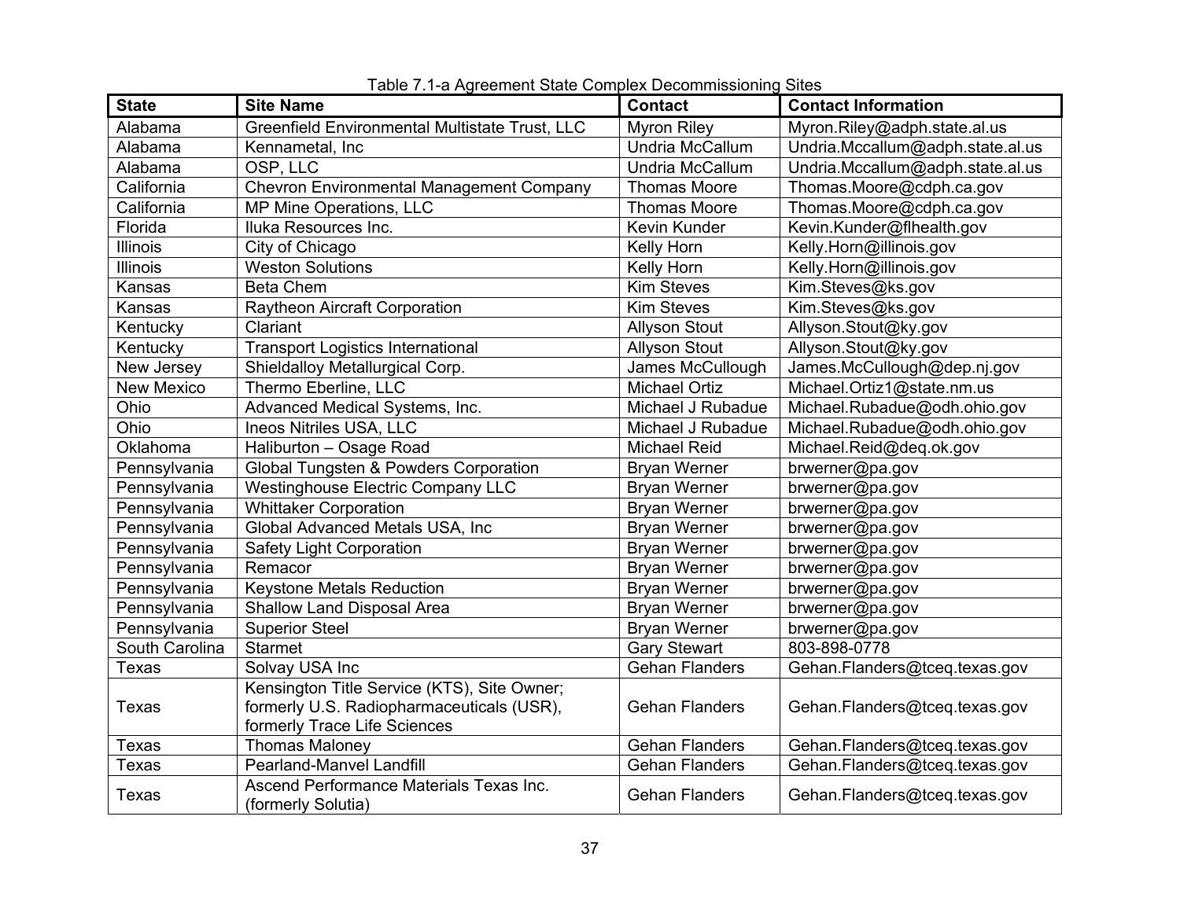Table 7.1-a Agreement State Complex Decommissioning Sites

| State | Site Name | Contact | Contact Information |
|---|---|---|---|
| Alabama | Greenfield Environmental Multistate Trust, LLC | Myron Riley | Myron.Riley@adph.state.al.us |
| Alabama | Kennametal, Inc | Undria McCallum | Undria.Mccallum@adph.state.al.us |
| Alabama | OSP, LLC | Undria McCallum | Undria.Mccallum@adph.state.al.us |
| California | Chevron Environmental Management Company | Thomas Moore | Thomas.Moore@cdph.ca.gov |
| California | MP Mine Operations, LLC | Thomas Moore | Thomas.Moore@cdph.ca.gov |
| Florida | Iluka Resources Inc. | Kevin Kunder | Kevin.Kunder@flhealth.gov |
| Illinois | City of Chicago | Kelly Horn | Kelly.Horn@illinois.gov |
| Illinois | Weston Solutions | Kelly Horn | Kelly.Horn@illinois.gov |
| Kansas | Beta Chem | Kim Steves | Kim.Steves@ks.gov |
| Kansas | Raytheon Aircraft Corporation | Kim Steves | Kim.Steves@ks.gov |
| Kentucky | Clariant | Allyson Stout | Allyson.Stout@ky.gov |
| Kentucky | Transport Logistics International | Allyson Stout | Allyson.Stout@ky.gov |
| New Jersey | Shieldalloy Metallurgical Corp. | James McCullough | James.McCullough@dep.nj.gov |
| New Mexico | Thermo Eberline, LLC | Michael Ortiz | Michael.Ortiz1@state.nm.us |
| Ohio | Advanced Medical Systems, Inc. | Michael J Rubadue | Michael.Rubadue@odh.ohio.gov |
| Ohio | Ineos Nitriles USA, LLC | Michael J Rubadue | Michael.Rubadue@odh.ohio.gov |
| Oklahoma | Haliburton – Osage Road | Michael Reid | Michael.Reid@deq.ok.gov |
| Pennsylvania | Global Tungsten & Powders Corporation | Bryan Werner | brwerner@pa.gov |
| Pennsylvania | Westinghouse Electric Company LLC | Bryan Werner | brwerner@pa.gov |
| Pennsylvania | Whittaker Corporation | Bryan Werner | brwerner@pa.gov |
| Pennsylvania | Global Advanced Metals USA, Inc | Bryan Werner | brwerner@pa.gov |
| Pennsylvania | Safety Light Corporation | Bryan Werner | brwerner@pa.gov |
| Pennsylvania | Remacor | Bryan Werner | brwerner@pa.gov |
| Pennsylvania | Keystone Metals Reduction | Bryan Werner | brwerner@pa.gov |
| Pennsylvania | Shallow Land Disposal Area | Bryan Werner | brwerner@pa.gov |
| Pennsylvania | Superior Steel | Bryan Werner | brwerner@pa.gov |
| South Carolina | Starmet | Gary Stewart | 803-898-0778 |
| Texas | Solvay USA Inc | Gehan Flanders | Gehan.Flanders@tceq.texas.gov |
| Texas | Kensington Title Service (KTS), Site Owner; formerly U.S. Radiopharmaceuticals (USR), formerly Trace Life Sciences | Gehan Flanders | Gehan.Flanders@tceq.texas.gov |
| Texas | Thomas Maloney | Gehan Flanders | Gehan.Flanders@tceq.texas.gov |
| Texas | Pearland-Manvel Landfill | Gehan Flanders | Gehan.Flanders@tceq.texas.gov |
| Texas | Ascend Performance Materials Texas Inc. (formerly Solutia) | Gehan Flanders | Gehan.Flanders@tceq.texas.gov |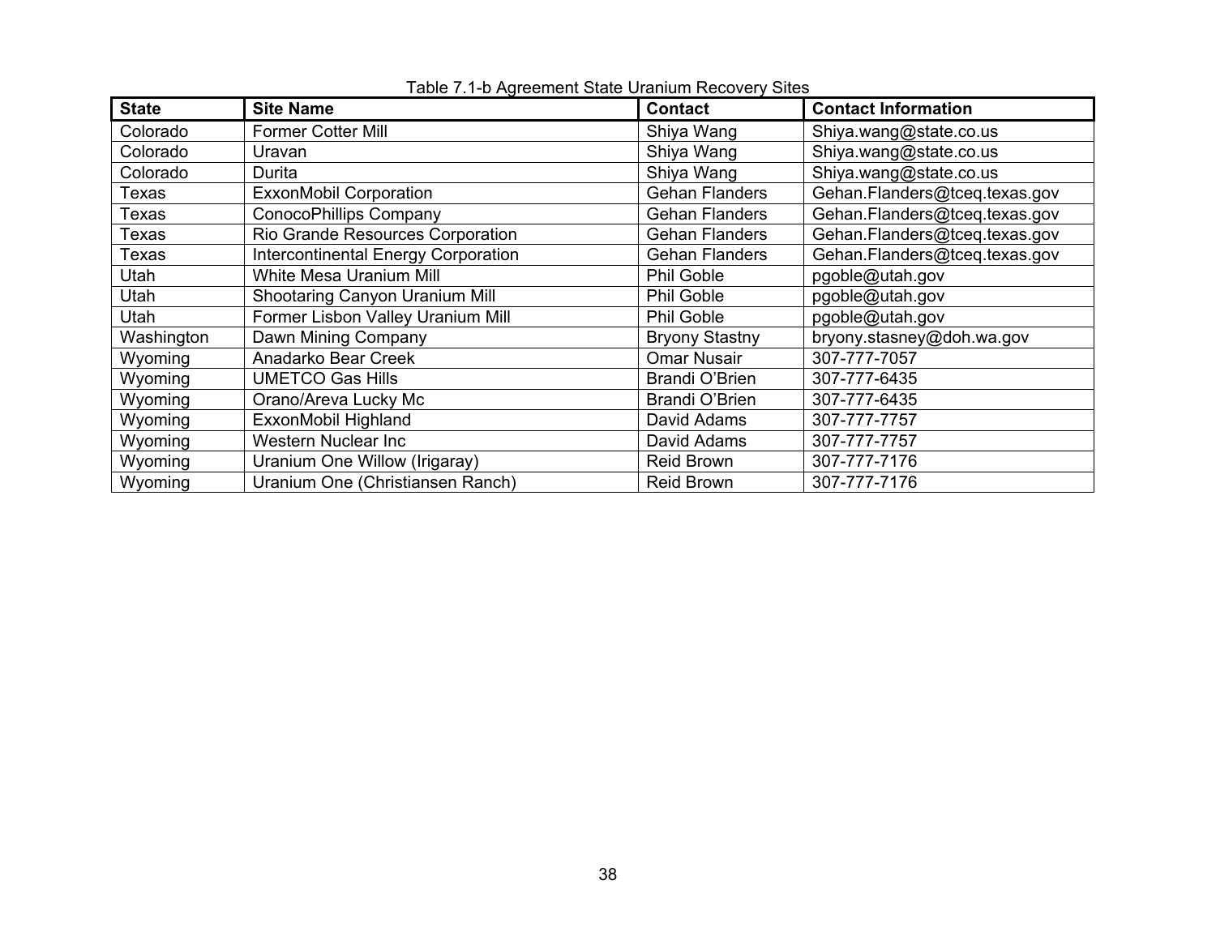Table 7.1-b Agreement State Uranium Recovery Sites

| State | Site Name | Contact | Contact Information |
|---|---|---|---|
| Colorado | Former Cotter Mill | Shiya Wang | Shiya.wang@state.co.us |
| Colorado | Uravan | Shiya Wang | Shiya.wang@state.co.us |
| Colorado | Durita | Shiya Wang | Shiya.wang@state.co.us |
| Texas | ExxonMobil Corporation | Gehan Flanders | Gehan.Flanders@tceq.texas.gov |
| Texas | ConocoPhillips Company | Gehan Flanders | Gehan.Flanders@tceq.texas.gov |
| Texas | Rio Grande Resources Corporation | Gehan Flanders | Gehan.Flanders@tceq.texas.gov |
| Texas | Intercontinental Energy Corporation | Gehan Flanders | Gehan.Flanders@tceq.texas.gov |
| Utah | White Mesa Uranium Mill | Phil Goble | pgoble@utah.gov |
| Utah | Shootaring Canyon Uranium Mill | Phil Goble | pgoble@utah.gov |
| Utah | Former Lisbon Valley Uranium Mill | Phil Goble | pgoble@utah.gov |
| Washington | Dawn Mining Company | Bryony Stastny | bryony.stasney@doh.wa.gov |
| Wyoming | Anadarko Bear Creek | Omar Nusair | 307-777-7057 |
| Wyoming | UMETCO Gas Hills | Brandi O'Brien | 307-777-6435 |
| Wyoming | Orano/Areva Lucky Mc | Brandi O'Brien | 307-777-6435 |
| Wyoming | ExxonMobil Highland | David Adams | 307-777-7757 |
| Wyoming | Western Nuclear Inc | David Adams | 307-777-7757 |
| Wyoming | Uranium One Willow (Irigaray) | Reid Brown | 307-777-7176 |
| Wyoming | Uranium One (Christiansen Ranch) | Reid Brown | 307-777-7176 |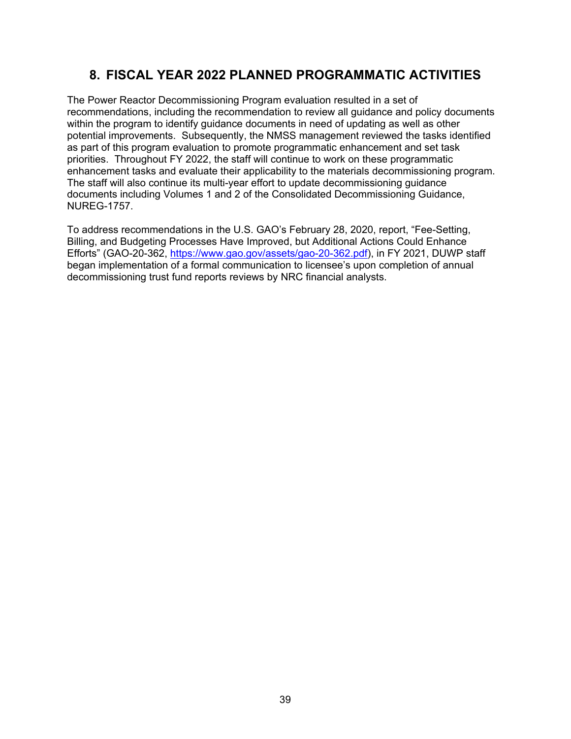# 8. FISCAL YEAR 2022 PLANNED PROGRAMMATIC ACTIVITIES

The Power Reactor Decommissioning Program evaluation resulted in a set of recommendations, including the recommendation to review all guidance and policy documents within the program to identify guidance documents in need of updating as well as other potential improvements. Subsequently, the NMSS management reviewed the tasks identified as part of this program evaluation to promote programmatic enhancement and set task priorities. Throughout FY 2022, the staff will continue to work on these programmatic enhancement tasks and evaluate their applicability to the materials decommissioning program. The staff will also continue its multi-year effort to update decommissioning guidance documents including Volumes 1 and 2 of the Consolidated Decommissioning Guidance, NUREG-1757.

To address recommendations in the U.S. GAO's February 28, 2020, report, "Fee-Setting, Billing, and Budgeting Processes Have Improved, but Additional Actions Could Enhance Efforts" (GAO-20-362, https://www.gao.gov/assets/gao-20-362.pdf), in FY 2021, DUWP staff began implementation of a formal communication to licensee's upon completion of annual decommissioning trust fund reports reviews by NRC financial analysts.